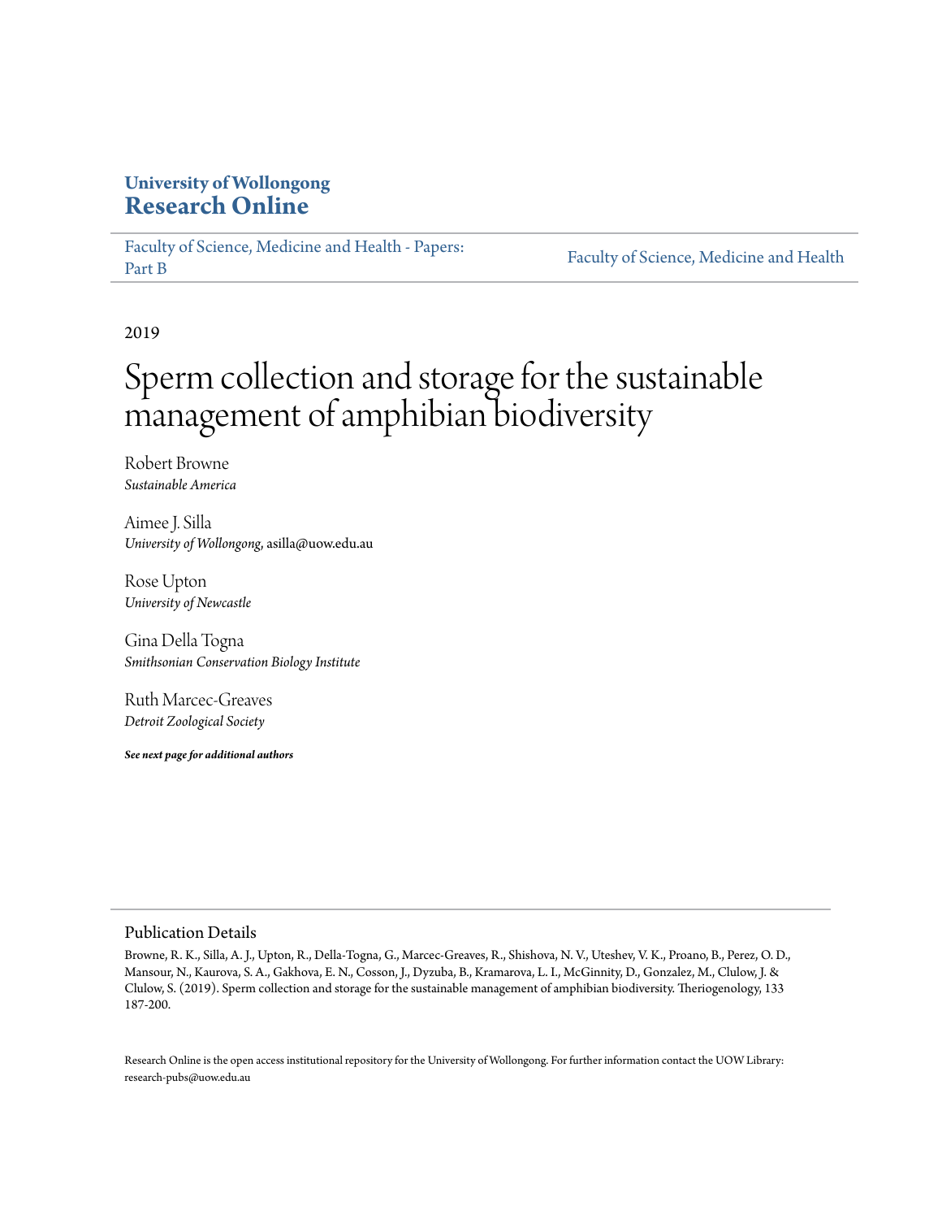**University of Wollongong**
**Research Online**

Faculty of Science, Medicine and Health - Papers: Part B

Faculty of Science, Medicine and Health

2019

# Sperm collection and storage for the sustainable management of amphibian biodiversity

Robert Browne
*Sustainable America*

Aimee J. Silla
*University of Wollongong*, asilla@uow.edu.au

Rose Upton
*University of Newcastle*

Gina Della Togna
*Smithsonian Conservation Biology Institute*

Ruth Marcec-Greaves
*Detroit Zoological Society*

***See next page for additional authors***

## Publication Details

Browne, R. K., Silla, A. J., Upton, R., Della-Togna, G., Marcec-Greaves, R., Shishova, N. V., Uteshev, V. K., Proano, B., Perez, O. D., Mansour, N., Kaurova, S. A., Gakhova, E. N., Cosson, J., Dyzuba, B., Kramarova, L. I., McGinnity, D., Gonzalez, M., Clulow, J. & Clulow, S. (2019). Sperm collection and storage for the sustainable management of amphibian biodiversity. Theriogenology, 133 187-200.

Research Online is the open access institutional repository for the University of Wollongong. For further information contact the UOW Library: research-pubs@uow.edu.au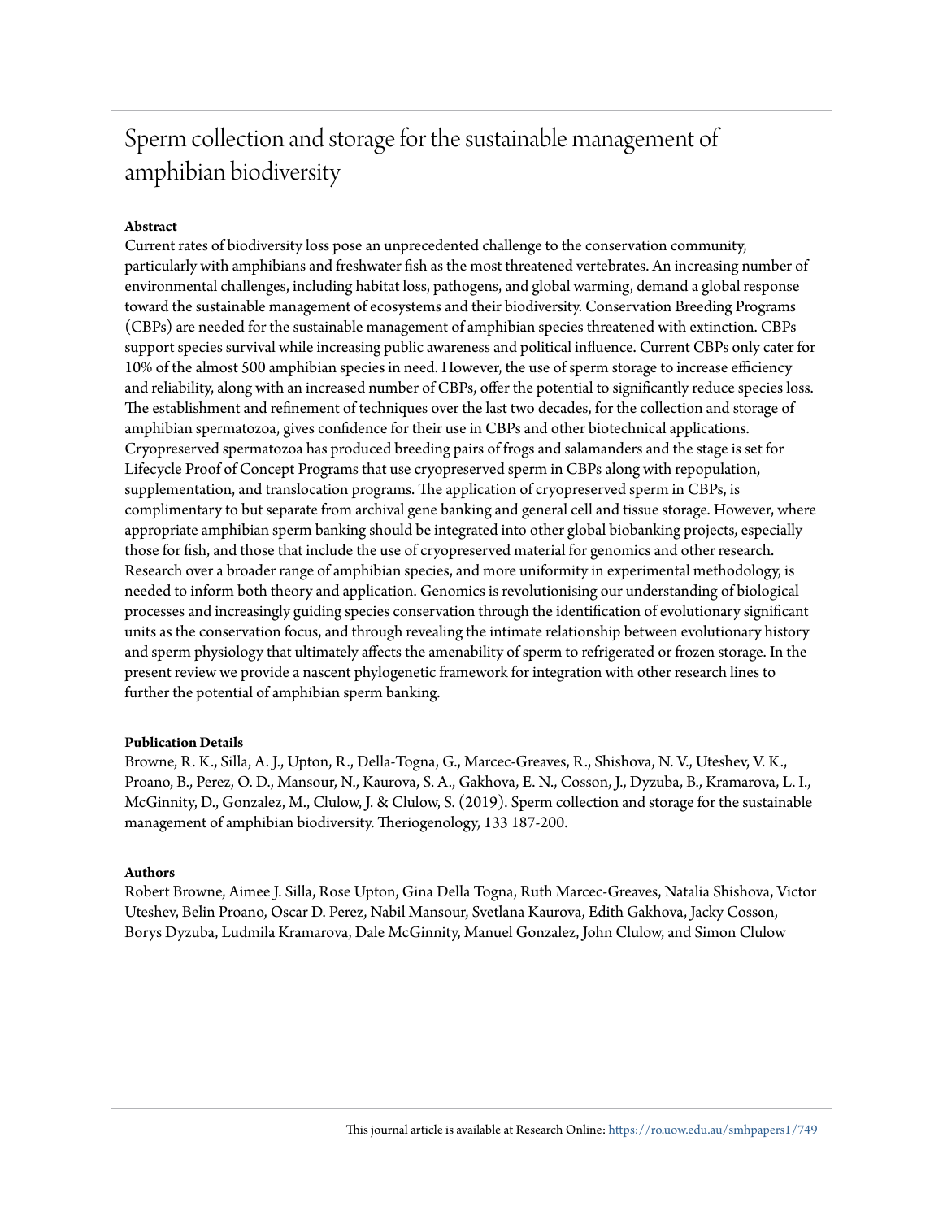# Sperm collection and storage for the sustainable management of amphibian biodiversity

**Abstract**

Current rates of biodiversity loss pose an unprecedented challenge to the conservation community, particularly with amphibians and freshwater fish as the most threatened vertebrates. An increasing number of environmental challenges, including habitat loss, pathogens, and global warming, demand a global response toward the sustainable management of ecosystems and their biodiversity. Conservation Breeding Programs (CBPs) are needed for the sustainable management of amphibian species threatened with extinction. CBPs support species survival while increasing public awareness and political influence. Current CBPs only cater for 10% of the almost 500 amphibian species in need. However, the use of sperm storage to increase efficiency and reliability, along with an increased number of CBPs, offer the potential to significantly reduce species loss. The establishment and refinement of techniques over the last two decades, for the collection and storage of amphibian spermatozoa, gives confidence for their use in CBPs and other biotechnical applications. Cryopreserved spermatozoa has produced breeding pairs of frogs and salamanders and the stage is set for Lifecycle Proof of Concept Programs that use cryopreserved sperm in CBPs along with repopulation, supplementation, and translocation programs. The application of cryopreserved sperm in CBPs, is complimentary to but separate from archival gene banking and general cell and tissue storage. However, where appropriate amphibian sperm banking should be integrated into other global biobanking projects, especially those for fish, and those that include the use of cryopreserved material for genomics and other research. Research over a broader range of amphibian species, and more uniformity in experimental methodology, is needed to inform both theory and application. Genomics is revolutionising our understanding of biological processes and increasingly guiding species conservation through the identification of evolutionary significant units as the conservation focus, and through revealing the intimate relationship between evolutionary history and sperm physiology that ultimately affects the amenability of sperm to refrigerated or frozen storage. In the present review we provide a nascent phylogenetic framework for integration with other research lines to further the potential of amphibian sperm banking.

**Publication Details**

Browne, R. K., Silla, A. J., Upton, R., Della-Togna, G., Marcec-Greaves, R., Shishova, N. V., Uteshev, V. K., Proano, B., Perez, O. D., Mansour, N., Kaurova, S. A., Gakhova, E. N., Cosson, J., Dyzuba, B., Kramarova, L. I., McGinnity, D., Gonzalez, M., Clulow, J. & Clulow, S. (2019). Sperm collection and storage for the sustainable management of amphibian biodiversity. Theriogenology, 133 187-200.

**Authors**

Robert Browne, Aimee J. Silla, Rose Upton, Gina Della Togna, Ruth Marcec-Greaves, Natalia Shishova, Victor Uteshev, Belin Proano, Oscar D. Perez, Nabil Mansour, Svetlana Kaurova, Edith Gakhova, Jacky Cosson, Borys Dyzuba, Ludmila Kramarova, Dale McGinnity, Manuel Gonzalez, John Clulow, and Simon Clulow

This journal article is available at Research Online: https://ro.uow.edu.au/smhpapers1/749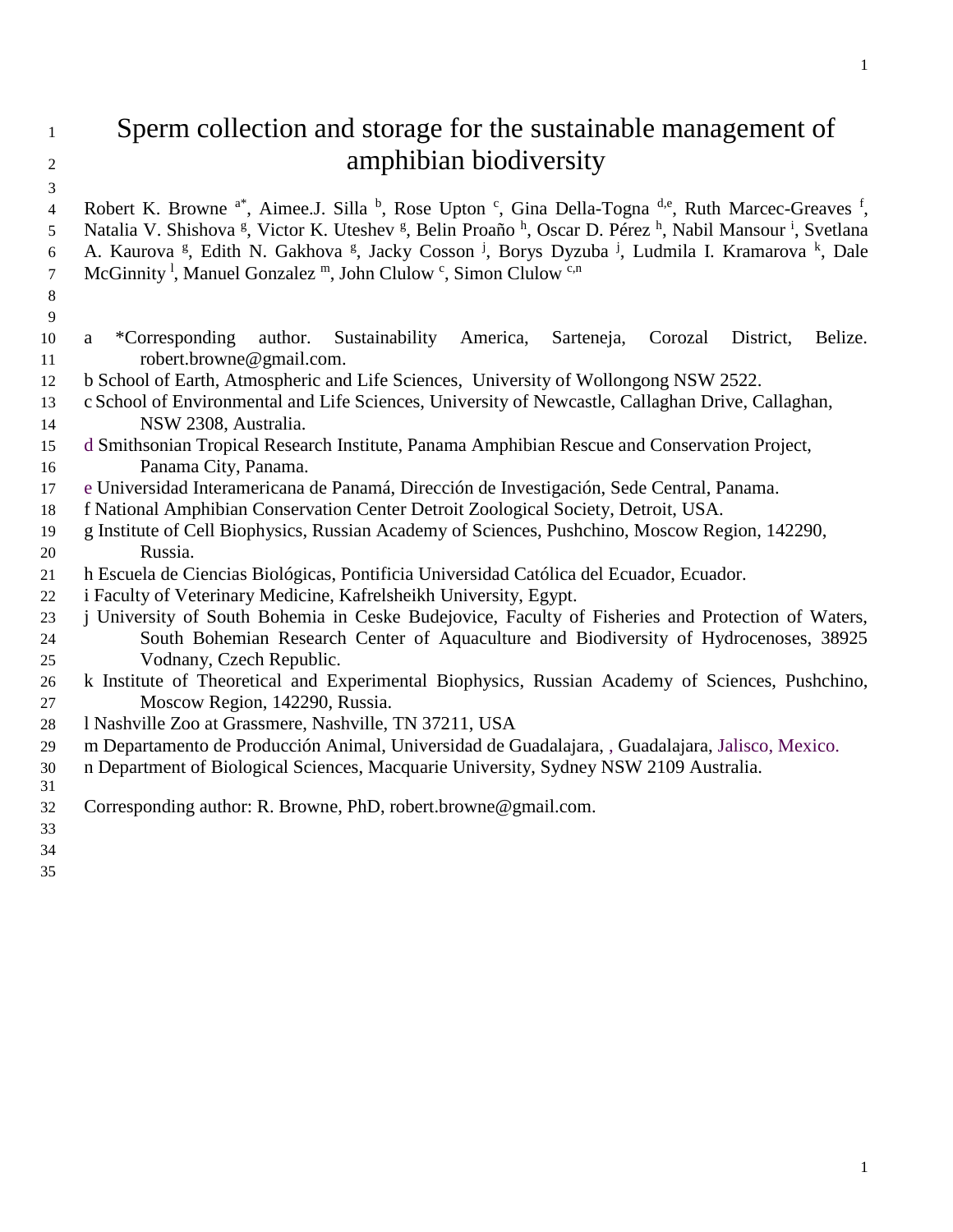# Sperm collection and storage for the sustainable management of amphibian biodiversity

Robert K. Browne [a*], Aimee.J. Silla [b], Rose Upton [c], Gina Della-Togna [d,e], Ruth Marcec-Greaves [f], Natalia V. Shishova [g], Victor K. Uteshev [g], Belin Proaño [h], Oscar D. Pérez [h], Nabil Mansour [i], Svetlana A. Kaurova [g], Edith N. Gakhova [g], Jacky Cosson [j], Borys Dyzuba [j], Ludmila I. Kramarova [k], Dale McGinnity [l], Manuel Gonzalez [m], John Clulow [c], Simon Clulow [c,n]

a *Corresponding author. Sustainability America, Sarteneja, Corozal District, Belize. robert.browne@gmail.com.

b School of Earth, Atmospheric and Life Sciences, University of Wollongong NSW 2522.

c School of Environmental and Life Sciences, University of Newcastle, Callaghan Drive, Callaghan, NSW 2308, Australia.

d Smithsonian Tropical Research Institute, Panama Amphibian Rescue and Conservation Project, Panama City, Panama.

e Universidad Interamericana de Panamá, Dirección de Investigación, Sede Central, Panama.

f National Amphibian Conservation Center Detroit Zoological Society, Detroit, USA.

g Institute of Cell Biophysics, Russian Academy of Sciences, Pushchino, Moscow Region, 142290, Russia.

h Escuela de Ciencias Biológicas, Pontificia Universidad Católica del Ecuador, Ecuador.

i Faculty of Veterinary Medicine, Kafrelsheikh University, Egypt.

j University of South Bohemia in Ceske Budejovice, Faculty of Fisheries and Protection of Waters, South Bohemian Research Center of Aquaculture and Biodiversity of Hydrocenoses, 38925 Vodnany, Czech Republic.

k Institute of Theoretical and Experimental Biophysics, Russian Academy of Sciences, Pushchino, Moscow Region, 142290, Russia.

l Nashville Zoo at Grassmere, Nashville, TN 37211, USA

m Departamento de Producción Animal, Universidad de Guadalajara, , Guadalajara, Jalisco, Mexico.

n Department of Biological Sciences, Macquarie University, Sydney NSW 2109 Australia.

Corresponding author: R. Browne, PhD, robert.browne@gmail.com.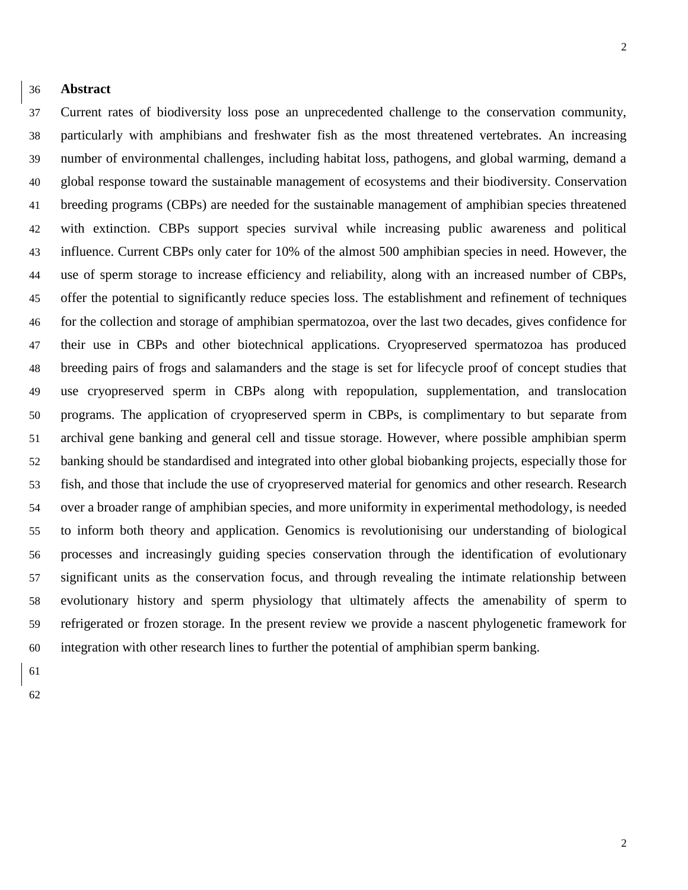## Abstract

Current rates of biodiversity loss pose an unprecedented challenge to the conservation community, particularly with amphibians and freshwater fish as the most threatened vertebrates. An increasing number of environmental challenges, including habitat loss, pathogens, and global warming, demand a global response toward the sustainable management of ecosystems and their biodiversity. Conservation breeding programs (CBPs) are needed for the sustainable management of amphibian species threatened with extinction. CBPs support species survival while increasing public awareness and political influence. Current CBPs only cater for 10% of the almost 500 amphibian species in need. However, the use of sperm storage to increase efficiency and reliability, along with an increased number of CBPs, offer the potential to significantly reduce species loss. The establishment and refinement of techniques for the collection and storage of amphibian spermatozoa, over the last two decades, gives confidence for their use in CBPs and other biotechnical applications. Cryopreserved spermatozoa has produced breeding pairs of frogs and salamanders and the stage is set for lifecycle proof of concept studies that use cryopreserved sperm in CBPs along with repopulation, supplementation, and translocation programs. The application of cryopreserved sperm in CBPs, is complimentary to but separate from archival gene banking and general cell and tissue storage. However, where possible amphibian sperm banking should be standardised and integrated into other global biobanking projects, especially those for fish, and those that include the use of cryopreserved material for genomics and other research. Research over a broader range of amphibian species, and more uniformity in experimental methodology, is needed to inform both theory and application. Genomics is revolutionising our understanding of biological processes and increasingly guiding species conservation through the identification of evolutionary significant units as the conservation focus, and through revealing the intimate relationship between evolutionary history and sperm physiology that ultimately affects the amenability of sperm to refrigerated or frozen storage. In the present review we provide a nascent phylogenetic framework for integration with other research lines to further the potential of amphibian sperm banking.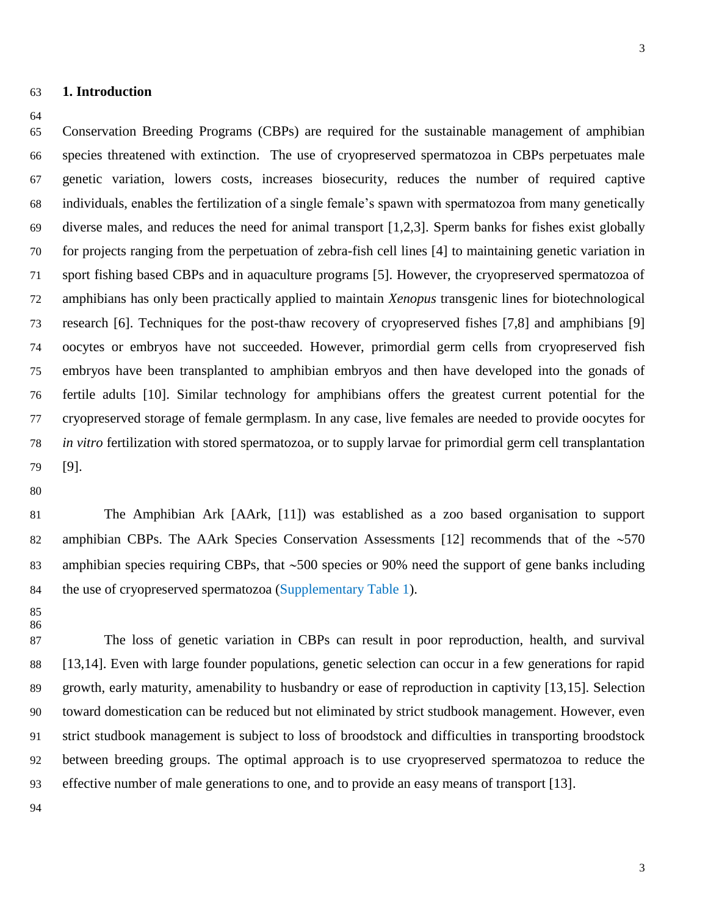## 1. Introduction

Conservation Breeding Programs (CBPs) are required for the sustainable management of amphibian species threatened with extinction. The use of cryopreserved spermatozoa in CBPs perpetuates male genetic variation, lowers costs, increases biosecurity, reduces the number of required captive individuals, enables the fertilization of a single female's spawn with spermatozoa from many genetically diverse males, and reduces the need for animal transport [1,2,3]. Sperm banks for fishes exist globally for projects ranging from the perpetuation of zebra-fish cell lines [4] to maintaining genetic variation in sport fishing based CBPs and in aquaculture programs [5]. However, the cryopreserved spermatozoa of amphibians has only been practically applied to maintain *Xenopus* transgenic lines for biotechnological research [6]. Techniques for the post-thaw recovery of cryopreserved fishes [7,8] and amphibians [9] oocytes or embryos have not succeeded. However, primordial germ cells from cryopreserved fish embryos have been transplanted to amphibian embryos and then have developed into the gonads of fertile adults [10]. Similar technology for amphibians offers the greatest current potential for the cryopreserved storage of female germplasm. In any case, live females are needed to provide oocytes for *in vitro* fertilization with stored spermatozoa, or to supply larvae for primordial germ cell transplantation [9].

The Amphibian Ark [AArk, [11]) was established as a zoo based organisation to support amphibian CBPs. The AArk Species Conservation Assessments [12] recommends that of the ~570 amphibian species requiring CBPs, that ~500 species or 90% need the support of gene banks including the use of cryopreserved spermatozoa (Supplementary Table 1).

The loss of genetic variation in CBPs can result in poor reproduction, health, and survival [13,14]. Even with large founder populations, genetic selection can occur in a few generations for rapid growth, early maturity, amenability to husbandry or ease of reproduction in captivity [13,15]. Selection toward domestication can be reduced but not eliminated by strict studbook management. However, even strict studbook management is subject to loss of broodstock and difficulties in transporting broodstock between breeding groups. The optimal approach is to use cryopreserved spermatozoa to reduce the effective number of male generations to one, and to provide an easy means of transport [13].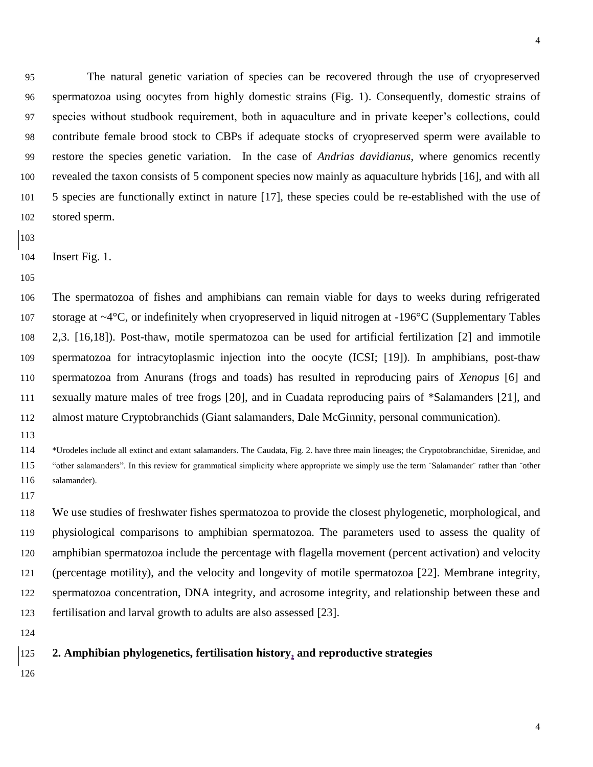The natural genetic variation of species can be recovered through the use of cryopreserved spermatozoa using oocytes from highly domestic strains (Fig. 1). Consequently, domestic strains of species without studbook requirement, both in aquaculture and in private keeper's collections, could contribute female brood stock to CBPs if adequate stocks of cryopreserved sperm were available to restore the species genetic variation. In the case of *Andrias davidianus*, where genomics recently revealed the taxon consists of 5 component species now mainly as aquaculture hybrids [16], and with all 5 species are functionally extinct in nature [17], these species could be re-established with the use of stored sperm.

Insert Fig. 1.

The spermatozoa of fishes and amphibians can remain viable for days to weeks during refrigerated storage at ~4°C, or indefinitely when cryopreserved in liquid nitrogen at -196°C (Supplementary Tables 2,3. [16,18]). Post-thaw, motile spermatozoa can be used for artificial fertilization [2] and immotile spermatozoa for intracytoplasmic injection into the oocyte (ICSI; [19]). In amphibians, post-thaw spermatozoa from Anurans (frogs and toads) has resulted in reproducing pairs of *Xenopus* [6] and sexually mature males of tree frogs [20], and in Cuadata reproducing pairs of *Salamanders [21], and almost mature Cryptobranchids (Giant salamanders, Dale McGinnity, personal communication).

*Urodeles include all extinct and extant salamanders. The Caudata, Fig. 2. have three main lineages; the Crypotobranchidae, Sirenidae, and "other salamanders". In this review for grammatical simplicity where appropriate we simply use the term ¨Salamander¨ rather than ¨other salamander).

We use studies of freshwater fishes spermatozoa to provide the closest phylogenetic, morphological, and physiological comparisons to amphibian spermatozoa. The parameters used to assess the quality of amphibian spermatozoa include the percentage with flagella movement (percent activation) and velocity (percentage motility), and the velocity and longevity of motile spermatozoa [22]. Membrane integrity, spermatozoa concentration, DNA integrity, and acrosome integrity, and relationship between these and fertilisation and larval growth to adults are also assessed [23].

## 2. Amphibian phylogenetics, fertilisation history, and reproductive strategies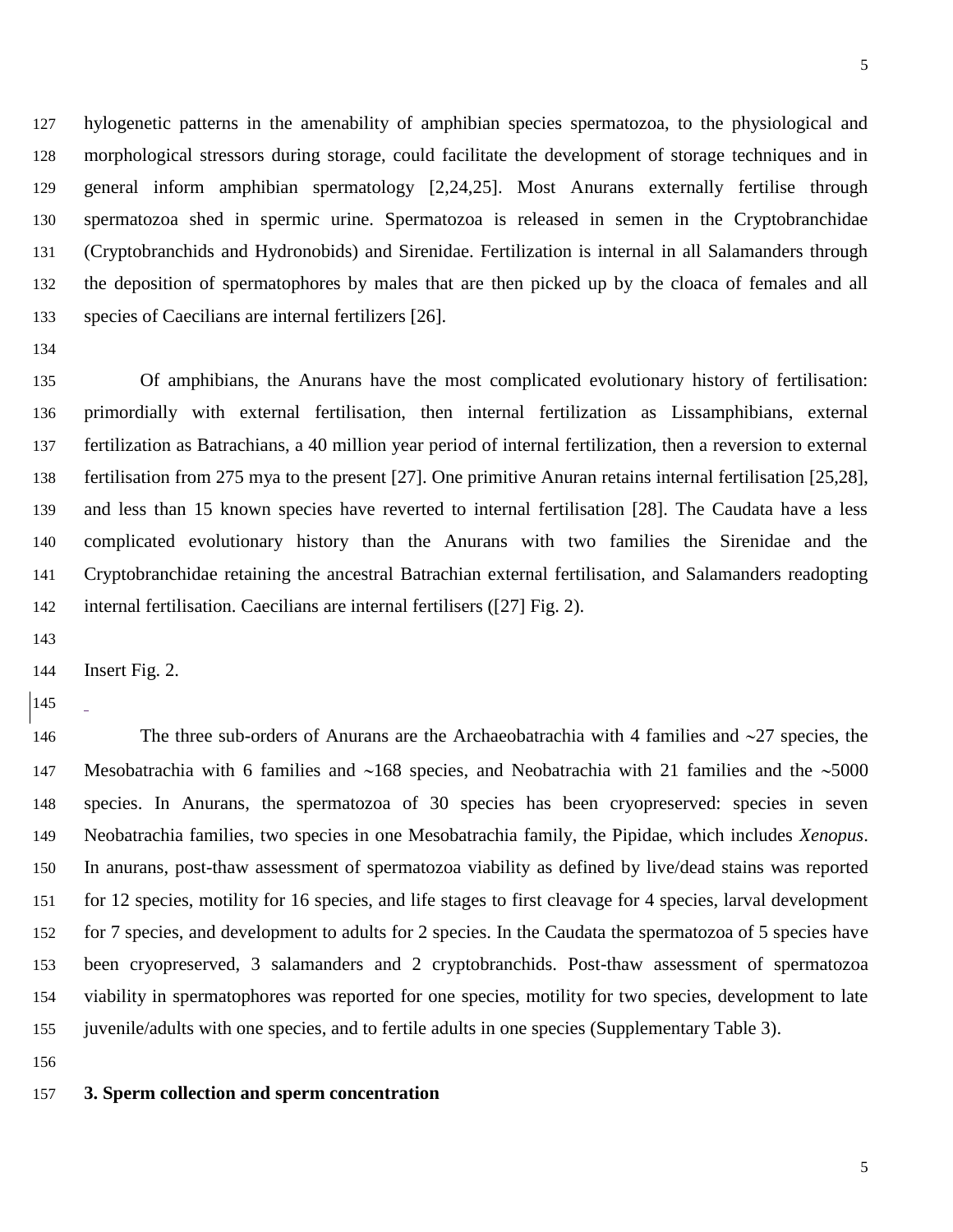hylogenetic patterns in the amenability of amphibian species spermatozoa, to the physiological and morphological stressors during storage, could facilitate the development of storage techniques and in general inform amphibian spermatology [2,24,25]. Most Anurans externally fertilise through spermatozoa shed in spermic urine. Spermatozoa is released in semen in the Cryptobranchidae (Cryptobranchids and Hydronobids) and Sirenidae. Fertilization is internal in all Salamanders through the deposition of spermatophores by males that are then picked up by the cloaca of females and all species of Caecilians are internal fertilizers [26].

Of amphibians, the Anurans have the most complicated evolutionary history of fertilisation: primordially with external fertilisation, then internal fertilization as Lissamphibians, external fertilization as Batrachians, a 40 million year period of internal fertilization, then a reversion to external fertilisation from 275 mya to the present [27]. One primitive Anuran retains internal fertilisation [25,28], and less than 15 known species have reverted to internal fertilisation [28]. The Caudata have a less complicated evolutionary history than the Anurans with two families the Sirenidae and the Cryptobranchidae retaining the ancestral Batrachian external fertilisation, and Salamanders readopting internal fertilisation. Caecilians are internal fertilisers ([27] Fig. 2).

Insert Fig. 2.

The three sub-orders of Anurans are the Archaeobatrachia with 4 families and ~27 species, the Mesobatrachia with 6 families and ~168 species, and Neobatrachia with 21 families and the ~5000 species. In Anurans, the spermatozoa of 30 species has been cryopreserved: species in seven Neobatrachia families, two species in one Mesobatrachia family, the Pipidae, which includes *Xenopus*. In anurans, post-thaw assessment of spermatozoa viability as defined by live/dead stains was reported for 12 species, motility for 16 species, and life stages to first cleavage for 4 species, larval development for 7 species, and development to adults for 2 species. In the Caudata the spermatozoa of 5 species have been cryopreserved, 3 salamanders and 2 cryptobranchids. Post-thaw assessment of spermatozoa viability in spermatophores was reported for one species, motility for two species, development to late juvenile/adults with one species, and to fertile adults in one species (Supplementary Table 3).

## 3. Sperm collection and sperm concentration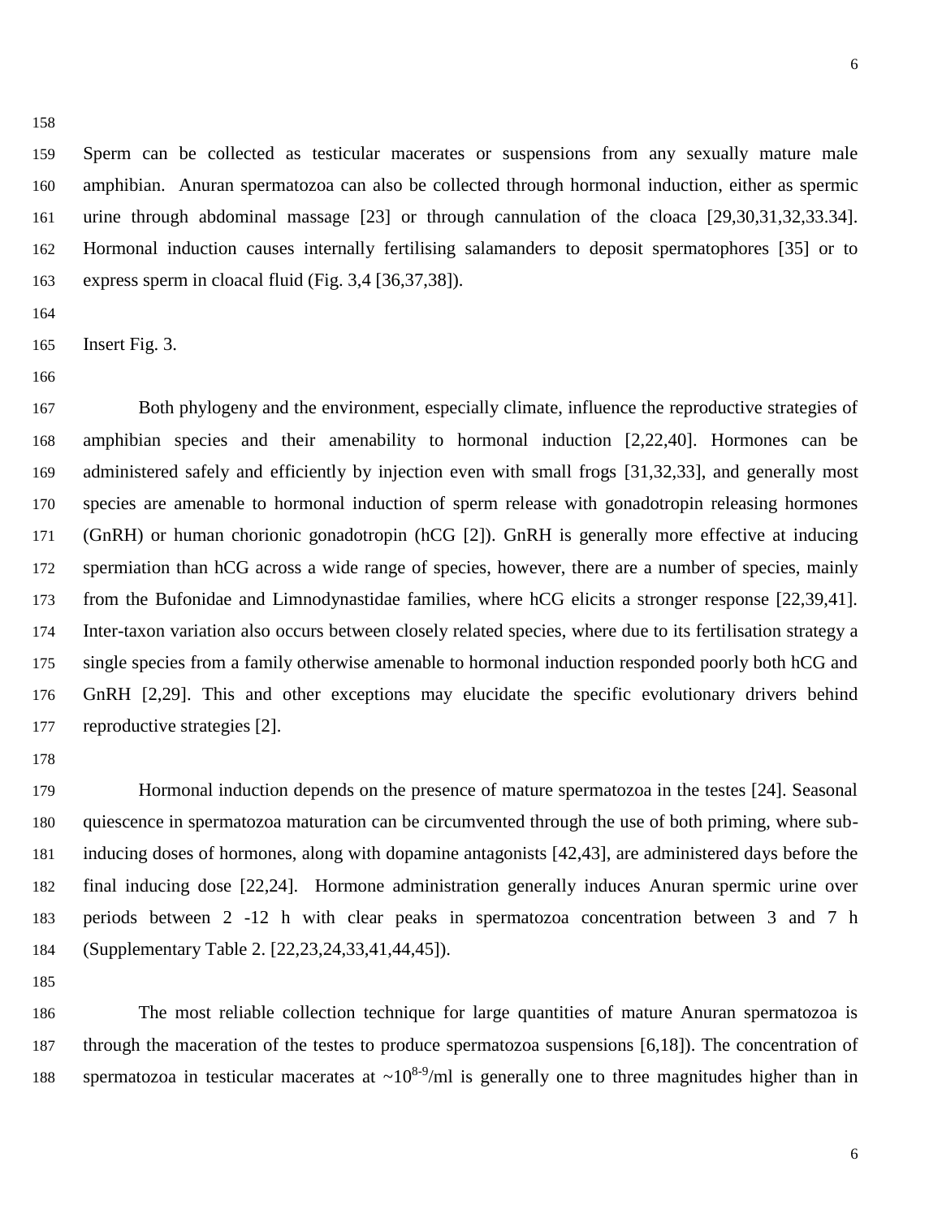Sperm can be collected as testicular macerates or suspensions from any sexually mature male amphibian. Anuran spermatozoa can also be collected through hormonal induction, either as spermic urine through abdominal massage [23] or through cannulation of the cloaca [29,30,31,32,33.34]. Hormonal induction causes internally fertilising salamanders to deposit spermatophores [35] or to express sperm in cloacal fluid (Fig. 3,4 [36,37,38]).

Insert Fig. 3.

Both phylogeny and the environment, especially climate, influence the reproductive strategies of amphibian species and their amenability to hormonal induction [2,22,40]. Hormones can be administered safely and efficiently by injection even with small frogs [31,32,33], and generally most species are amenable to hormonal induction of sperm release with gonadotropin releasing hormones (GnRH) or human chorionic gonadotropin (hCG [2]). GnRH is generally more effective at inducing spermiation than hCG across a wide range of species, however, there are a number of species, mainly from the Bufonidae and Limnodynastidae families, where hCG elicits a stronger response [22,39,41]. Inter-taxon variation also occurs between closely related species, where due to its fertilisation strategy a single species from a family otherwise amenable to hormonal induction responded poorly both hCG and GnRH [2,29]. This and other exceptions may elucidate the specific evolutionary drivers behind reproductive strategies [2].

Hormonal induction depends on the presence of mature spermatozoa in the testes [24]. Seasonal quiescence in spermatozoa maturation can be circumvented through the use of both priming, where sub-inducing doses of hormones, along with dopamine antagonists [42,43], are administered days before the final inducing dose [22,24]. Hormone administration generally induces Anuran spermic urine over periods between 2 -12 h with clear peaks in spermatozoa concentration between 3 and 7 h (Supplementary Table 2. [22,23,24,33,41,44,45]).

The most reliable collection technique for large quantities of mature Anuran spermatozoa is through the maceration of the testes to produce spermatozoa suspensions [6,18]). The concentration of spermatozoa in testicular macerates at ~$10^{8\text{-}9}$/ml is generally one to three magnitudes higher than in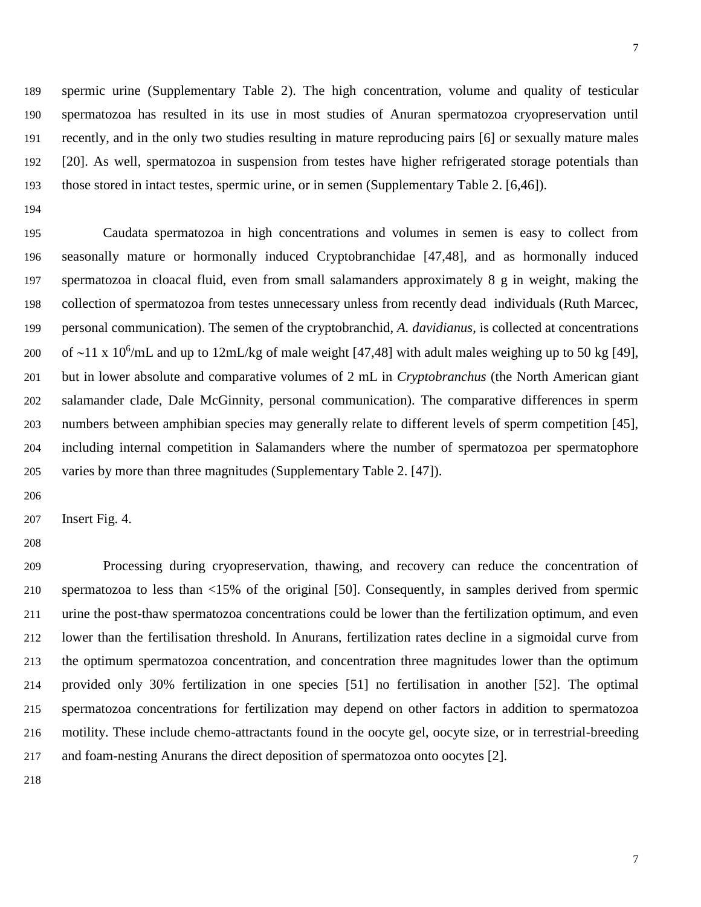spermic urine (Supplementary Table 2). The high concentration, volume and quality of testicular spermatozoa has resulted in its use in most studies of Anuran spermatozoa cryopreservation until recently, and in the only two studies resulting in mature reproducing pairs [6] or sexually mature males [20]. As well, spermatozoa in suspension from testes have higher refrigerated storage potentials than those stored in intact testes, spermic urine, or in semen (Supplementary Table 2. [6,46]).

Caudata spermatozoa in high concentrations and volumes in semen is easy to collect from seasonally mature or hormonally induced Cryptobranchidae [47,48], and as hormonally induced spermatozoa in cloacal fluid, even from small salamanders approximately 8 g in weight, making the collection of spermatozoa from testes unnecessary unless from recently dead individuals (Ruth Marcec, personal communication). The semen of the cryptobranchid, *A. davidianus*, is collected at concentrations of ~11 x $10^6$/mL and up to 12mL/kg of male weight [47,48] with adult males weighing up to 50 kg [49], but in lower absolute and comparative volumes of 2 mL in *Cryptobranchus* (the North American giant salamander clade, Dale McGinnity, personal communication). The comparative differences in sperm numbers between amphibian species may generally relate to different levels of sperm competition [45], including internal competition in Salamanders where the number of spermatozoa per spermatophore varies by more than three magnitudes (Supplementary Table 2. [47]).

Insert Fig. 4.

Processing during cryopreservation, thawing, and recovery can reduce the concentration of spermatozoa to less than <15% of the original [50]. Consequently, in samples derived from spermic urine the post-thaw spermatozoa concentrations could be lower than the fertilization optimum, and even lower than the fertilisation threshold. In Anurans, fertilization rates decline in a sigmoidal curve from the optimum spermatozoa concentration, and concentration three magnitudes lower than the optimum provided only 30% fertilization in one species [51] no fertilisation in another [52]. The optimal spermatozoa concentrations for fertilization may depend on other factors in addition to spermatozoa motility. These include chemo-attractants found in the oocyte gel, oocyte size, or in terrestrial-breeding and foam-nesting Anurans the direct deposition of spermatozoa onto oocytes [2].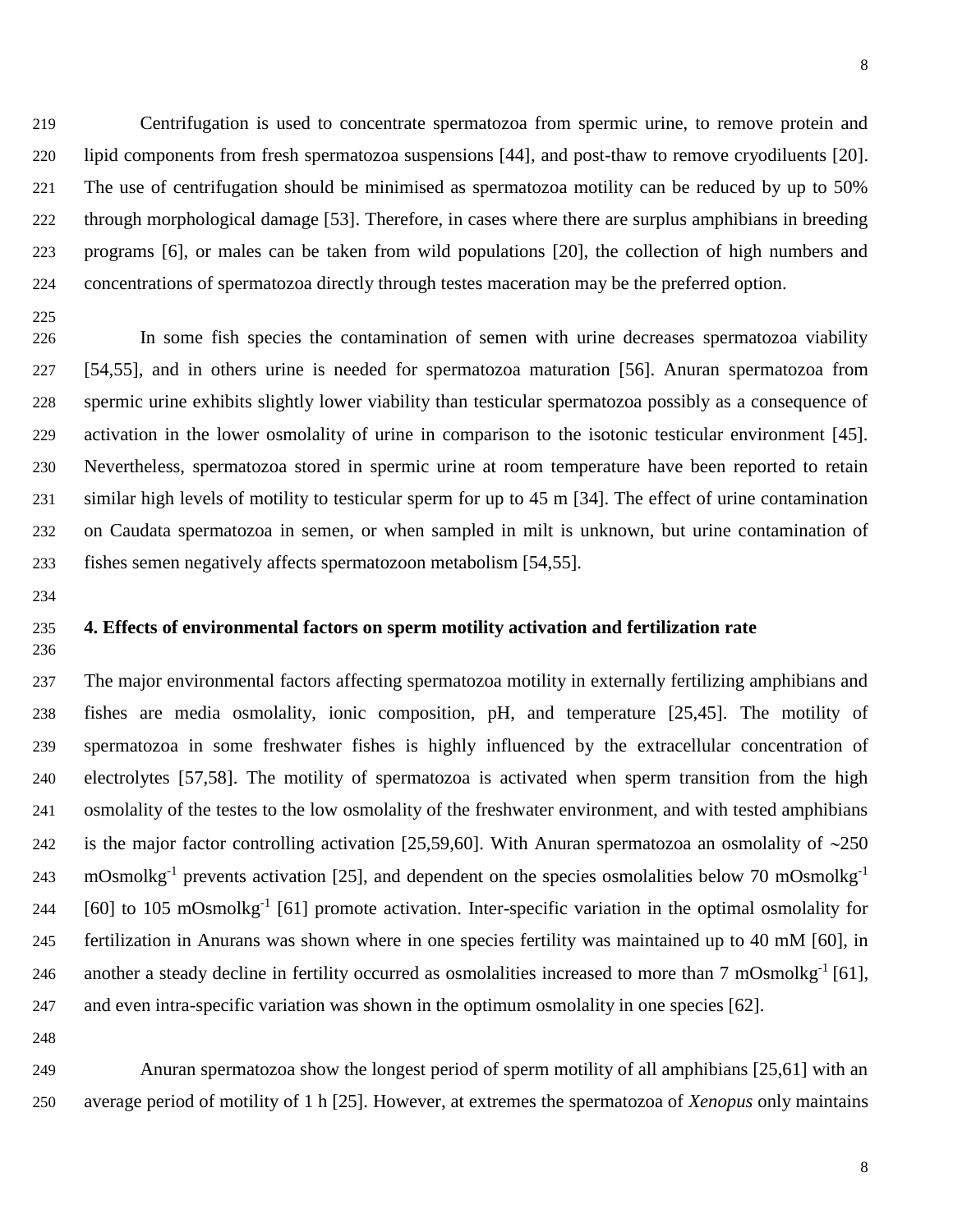Centrifugation is used to concentrate spermatozoa from spermic urine, to remove protein and lipid components from fresh spermatozoa suspensions [44], and post-thaw to remove cryodiluents [20]. The use of centrifugation should be minimised as spermatozoa motility can be reduced by up to 50% through morphological damage [53]. Therefore, in cases where there are surplus amphibians in breeding programs [6], or males can be taken from wild populations [20], the collection of high numbers and concentrations of spermatozoa directly through testes maceration may be the preferred option.

In some fish species the contamination of semen with urine decreases spermatozoa viability [54,55], and in others urine is needed for spermatozoa maturation [56]. Anuran spermatozoa from spermic urine exhibits slightly lower viability than testicular spermatozoa possibly as a consequence of activation in the lower osmolality of urine in comparison to the isotonic testicular environment [45]. Nevertheless, spermatozoa stored in spermic urine at room temperature have been reported to retain similar high levels of motility to testicular sperm for up to 45 m [34]. The effect of urine contamination on Caudata spermatozoa in semen, or when sampled in milt is unknown, but urine contamination of fishes semen negatively affects spermatozoon metabolism [54,55].

## 4. Effects of environmental factors on sperm motility activation and fertilization rate

The major environmental factors affecting spermatozoa motility in externally fertilizing amphibians and fishes are media osmolality, ionic composition, pH, and temperature [25,45]. The motility of spermatozoa in some freshwater fishes is highly influenced by the extracellular concentration of electrolytes [57,58]. The motility of spermatozoa is activated when sperm transition from the high osmolality of the testes to the low osmolality of the freshwater environment, and with tested amphibians is the major factor controlling activation [25,59,60]. With Anuran spermatozoa an osmolality of ~250 mOsmolkg$^{-1}$ prevents activation [25], and dependent on the species osmolalities below 70 mOsmolkg$^{-1}$ [60] to 105 mOsmolkg$^{-1}$ [61] promote activation. Inter-specific variation in the optimal osmolality for fertilization in Anurans was shown where in one species fertility was maintained up to 40 mM [60], in another a steady decline in fertility occurred as osmolalities increased to more than 7 mOsmolkg$^{-1}$ [61], and even intra-specific variation was shown in the optimum osmolality in one species [62].

Anuran spermatozoa show the longest period of sperm motility of all amphibians [25,61] with an average period of motility of 1 h [25]. However, at extremes the spermatozoa of *Xenopus* only maintains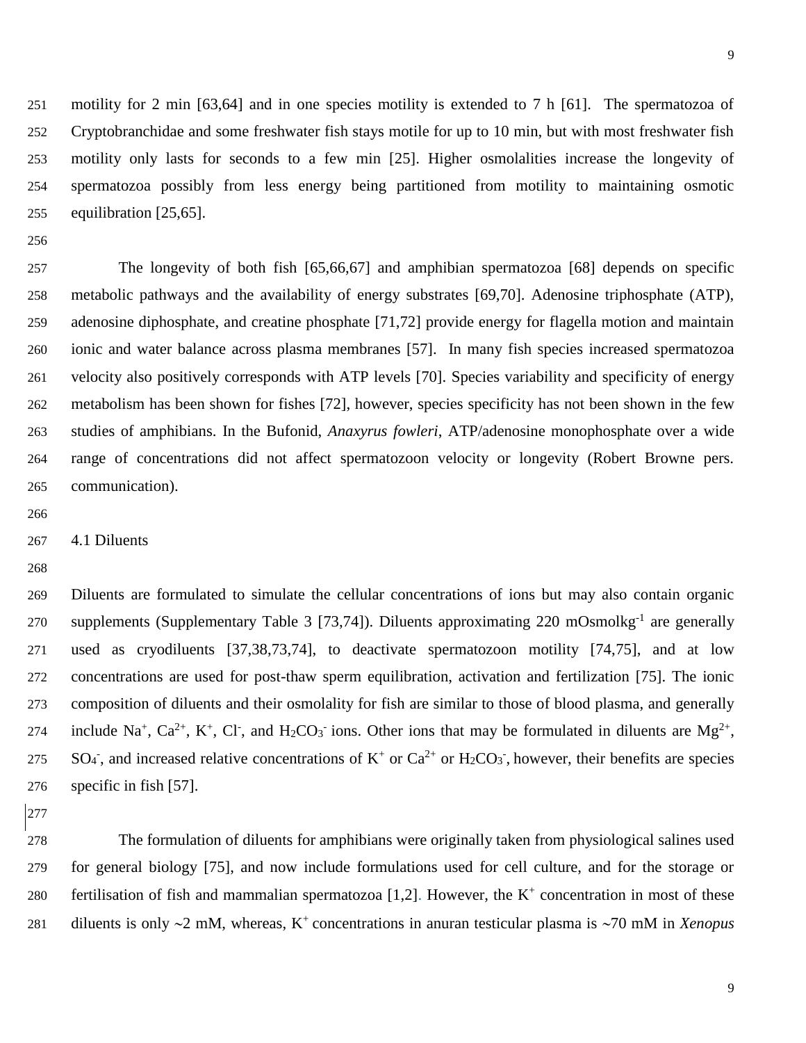motility for 2 min [63,64] and in one species motility is extended to 7 h [61]. The spermatozoa of Cryptobranchidae and some freshwater fish stays motile for up to 10 min, but with most freshwater fish motility only lasts for seconds to a few min [25]. Higher osmolalities increase the longevity of spermatozoa possibly from less energy being partitioned from motility to maintaining osmotic equilibration [25,65].

The longevity of both fish [65,66,67] and amphibian spermatozoa [68] depends on specific metabolic pathways and the availability of energy substrates [69,70]. Adenosine triphosphate (ATP), adenosine diphosphate, and creatine phosphate [71,72] provide energy for flagella motion and maintain ionic and water balance across plasma membranes [57]. In many fish species increased spermatozoa velocity also positively corresponds with ATP levels [70]. Species variability and specificity of energy metabolism has been shown for fishes [72], however, species specificity has not been shown in the few studies of amphibians. In the Bufonid, *Anaxyrus fowleri*, ATP/adenosine monophosphate over a wide range of concentrations did not affect spermatozoon velocity or longevity (Robert Browne pers. communication).

## 4.1 Diluents

Diluents are formulated to simulate the cellular concentrations of ions but may also contain organic supplements (Supplementary Table 3 [73,74]). Diluents approximating 220 $mOsmolkg^{-1}$ are generally used as cryodiluents [37,38,73,74], to deactivate spermatozoon motility [74,75], and at low concentrations are used for post-thaw sperm equilibration, activation and fertilization [75]. The ionic composition of diluents and their osmolality for fish are similar to those of blood plasma, and generally include $Na^+$, $Ca^{2+}$, $K^+$, $Cl^-$, and $H_2CO_3^-$ ions. Other ions that may be formulated in diluents are $Mg^{2+}$, $SO_4^-$, and increased relative concentrations of $K^+$ or $Ca^{2+}$ or $H_2CO_3^-$, however, their benefits are species specific in fish [57].

The formulation of diluents for amphibians were originally taken from physiological salines used for general biology [75], and now include formulations used for cell culture, and for the storage or fertilisation of fish and mammalian spermatozoa [1,2]. However, the $K^+$ concentration in most of these diluents is only ~2 mM, whereas, $K^+$ concentrations in anuran testicular plasma is ~70 mM in *Xenopus*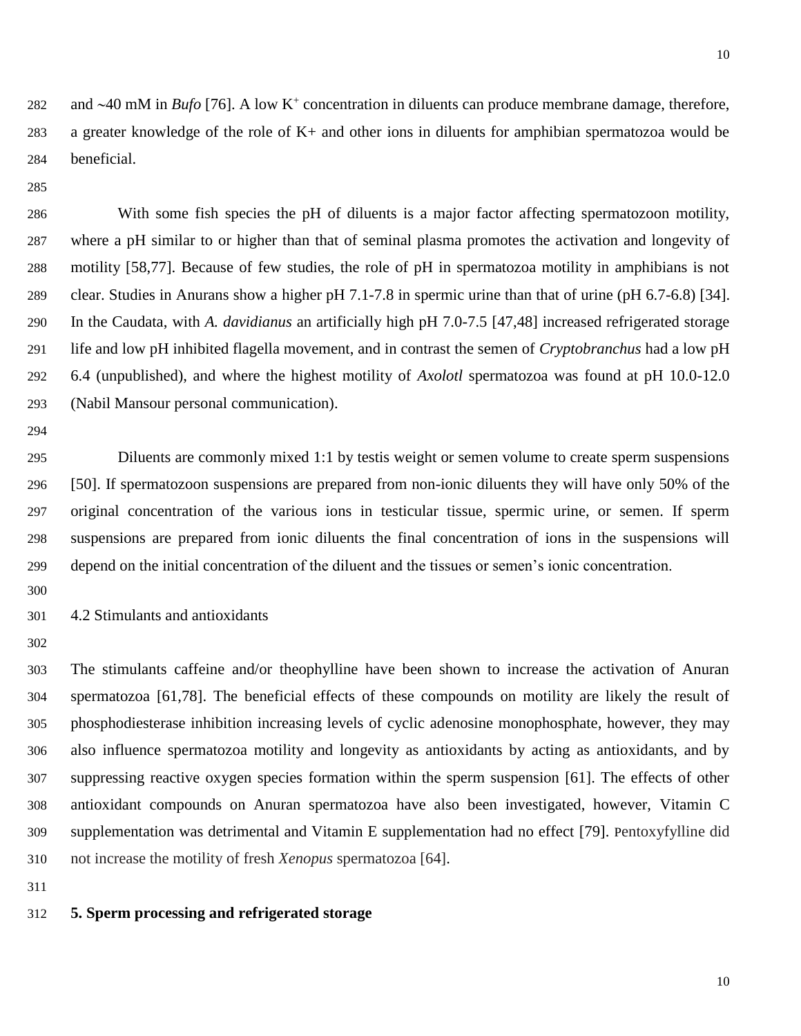and ~40 mM in *Bufo* [76]. A low $K^+$ concentration in diluents can produce membrane damage, therefore, a greater knowledge of the role of K+ and other ions in diluents for amphibian spermatozoa would be beneficial.

With some fish species the pH of diluents is a major factor affecting spermatozoon motility, where a pH similar to or higher than that of seminal plasma promotes the activation and longevity of motility [58,77]. Because of few studies, the role of pH in spermatozoa motility in amphibians is not clear. Studies in Anurans show a higher pH 7.1-7.8 in spermic urine than that of urine (pH 6.7-6.8) [34]. In the Caudata, with *A. davidianus* an artificially high pH 7.0-7.5 [47,48] increased refrigerated storage life and low pH inhibited flagella movement, and in contrast the semen of *Cryptobranchus* had a low pH 6.4 (unpublished), and where the highest motility of *Axolotl* spermatozoa was found at pH 10.0-12.0 (Nabil Mansour personal communication).

Diluents are commonly mixed 1:1 by testis weight or semen volume to create sperm suspensions [50]. If spermatozoon suspensions are prepared from non-ionic diluents they will have only 50% of the original concentration of the various ions in testicular tissue, spermic urine, or semen. If sperm suspensions are prepared from ionic diluents the final concentration of ions in the suspensions will depend on the initial concentration of the diluent and the tissues or semen's ionic concentration.

### 4.2 Stimulants and antioxidants

The stimulants caffeine and/or theophylline have been shown to increase the activation of Anuran spermatozoa [61,78]. The beneficial effects of these compounds on motility are likely the result of phosphodiesterase inhibition increasing levels of cyclic adenosine monophosphate, however, they may also influence spermatozoa motility and longevity as antioxidants by acting as antioxidants, and by suppressing reactive oxygen species formation within the sperm suspension [61]. The effects of other antioxidant compounds on Anuran spermatozoa have also been investigated, however, Vitamin C supplementation was detrimental and Vitamin E supplementation had no effect [79]. Pentoxyfylline did not increase the motility of fresh *Xenopus* spermatozoa [64].

## 5. Sperm processing and refrigerated storage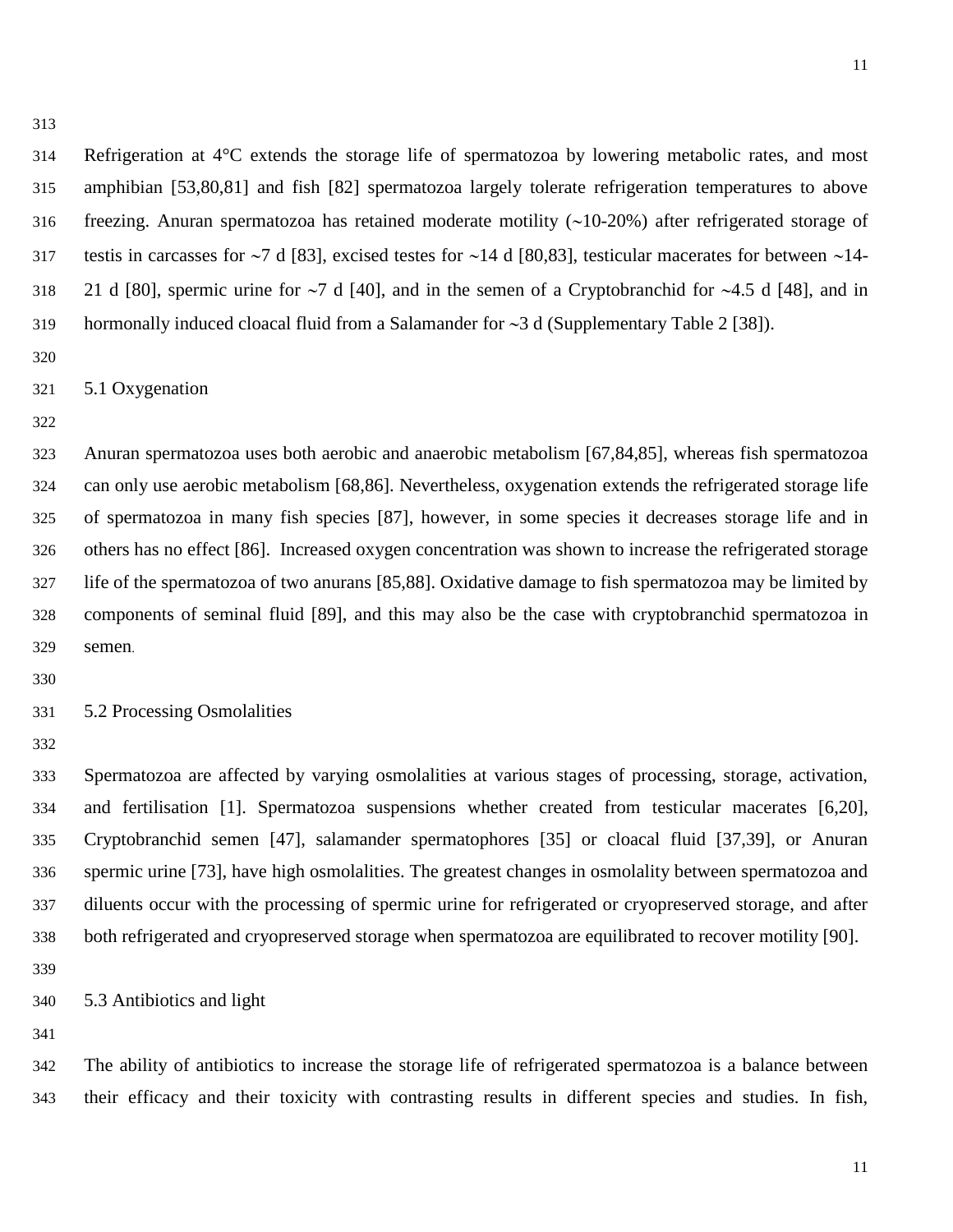Refrigeration at 4°C extends the storage life of spermatozoa by lowering metabolic rates, and most amphibian [53,80,81] and fish [82] spermatozoa largely tolerate refrigeration temperatures to above freezing. Anuran spermatozoa has retained moderate motility (~10-20%) after refrigerated storage of testis in carcasses for ~7 d [83], excised testes for ~14 d [80,83], testicular macerates for between ~14-21 d [80], spermic urine for ~7 d [40], and in the semen of a Cryptobranchid for ~4.5 d [48], and in hormonally induced cloacal fluid from a Salamander for ~3 d (Supplementary Table 2 [38]).

### 5.1 Oxygenation

Anuran spermatozoa uses both aerobic and anaerobic metabolism [67,84,85], whereas fish spermatozoa can only use aerobic metabolism [68,86]. Nevertheless, oxygenation extends the refrigerated storage life of spermatozoa in many fish species [87], however, in some species it decreases storage life and in others has no effect [86]. Increased oxygen concentration was shown to increase the refrigerated storage life of the spermatozoa of two anurans [85,88]. Oxidative damage to fish spermatozoa may be limited by components of seminal fluid [89], and this may also be the case with cryptobranchid spermatozoa in semen.

### 5.2 Processing Osmolalities

Spermatozoa are affected by varying osmolalities at various stages of processing, storage, activation, and fertilisation [1]. Spermatozoa suspensions whether created from testicular macerates [6,20], Cryptobranchid semen [47], salamander spermatophores [35] or cloacal fluid [37,39], or Anuran spermic urine [73], have high osmolalities. The greatest changes in osmolality between spermatozoa and diluents occur with the processing of spermic urine for refrigerated or cryopreserved storage, and after both refrigerated and cryopreserved storage when spermatozoa are equilibrated to recover motility [90].

### 5.3 Antibiotics and light

The ability of antibiotics to increase the storage life of refrigerated spermatozoa is a balance between their efficacy and their toxicity with contrasting results in different species and studies. In fish,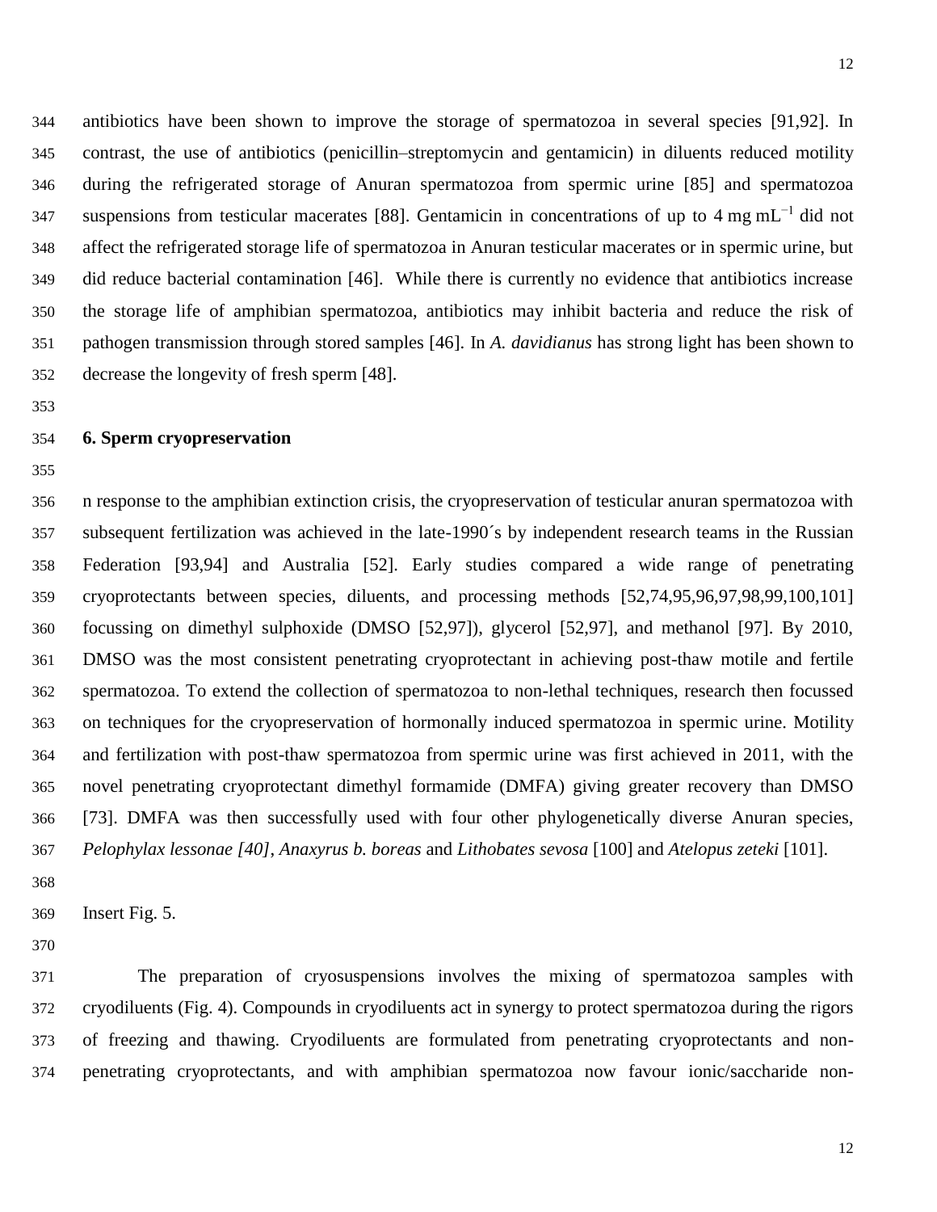antibiotics have been shown to improve the storage of spermatozoa in several species [91,92]. In contrast, the use of antibiotics (penicillin–streptomycin and gentamicin) in diluents reduced motility during the refrigerated storage of Anuran spermatozoa from spermic urine [85] and spermatozoa suspensions from testicular macerates [88]. Gentamicin in concentrations of up to 4 mg $mL^{-1}$ did not affect the refrigerated storage life of spermatozoa in Anuran testicular macerates or in spermic urine, but did reduce bacterial contamination [46]. While there is currently no evidence that antibiotics increase the storage life of amphibian spermatozoa, antibiotics may inhibit bacteria and reduce the risk of pathogen transmission through stored samples [46]. In *A. davidianus* has strong light has been shown to decrease the longevity of fresh sperm [48].

## 6. Sperm cryopreservation

n response to the amphibian extinction crisis, the cryopreservation of testicular anuran spermatozoa with subsequent fertilization was achieved in the late-1990´s by independent research teams in the Russian Federation [93,94] and Australia [52]. Early studies compared a wide range of penetrating cryoprotectants between species, diluents, and processing methods [52,74,95,96,97,98,99,100,101] focussing on dimethyl sulphoxide (DMSO [52,97]), glycerol [52,97], and methanol [97]. By 2010, DMSO was the most consistent penetrating cryoprotectant in achieving post-thaw motile and fertile spermatozoa. To extend the collection of spermatozoa to non-lethal techniques, research then focussed on techniques for the cryopreservation of hormonally induced spermatozoa in spermic urine. Motility and fertilization with post-thaw spermatozoa from spermic urine was first achieved in 2011, with the novel penetrating cryoprotectant dimethyl formamide (DMFA) giving greater recovery than DMSO [73]. DMFA was then successfully used with four other phylogenetically diverse Anuran species, *Pelophylax lessonae [40]*, *Anaxyrus b. boreas* and *Lithobates sevosa* [100] and *Atelopus zeteki* [101].

Insert Fig. 5.

The preparation of cryosuspensions involves the mixing of spermatozoa samples with cryodiluents (Fig. 4). Compounds in cryodiluents act in synergy to protect spermatozoa during the rigors of freezing and thawing. Cryodiluents are formulated from penetrating cryoprotectants and non-penetrating cryoprotectants, and with amphibian spermatozoa now favour ionic/saccharide non-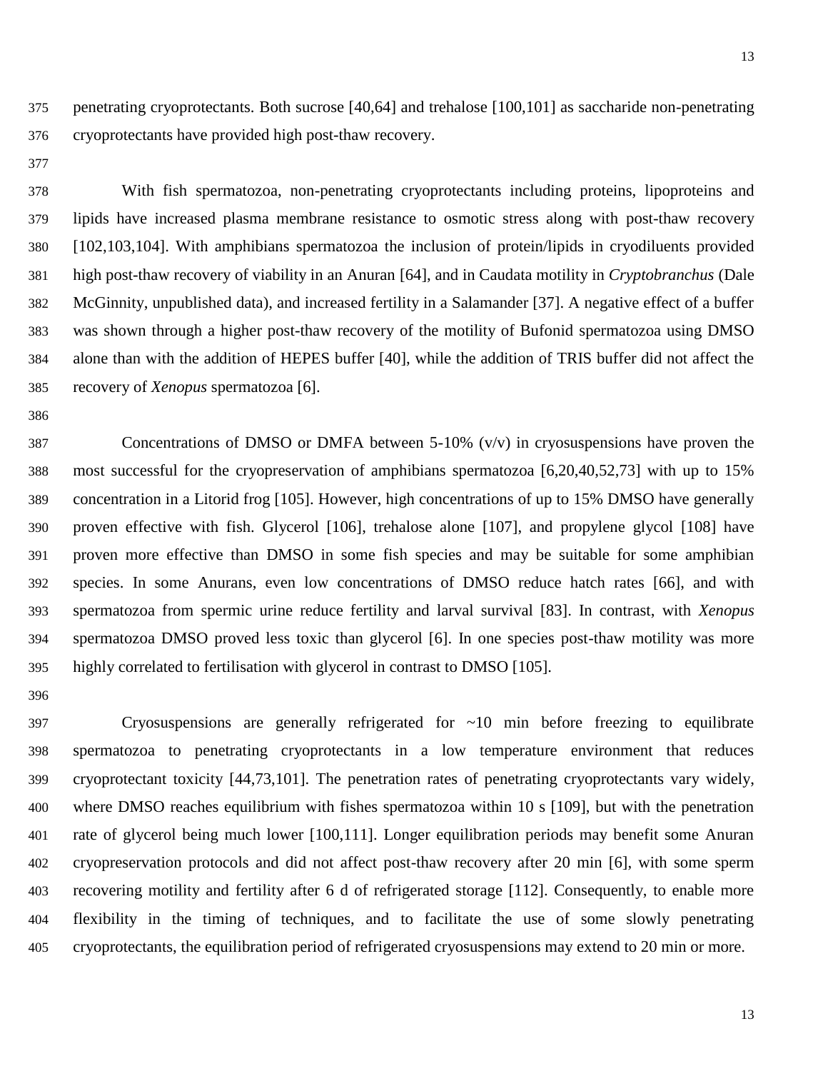penetrating cryoprotectants. Both sucrose [40,64] and trehalose [100,101] as saccharide non-penetrating cryoprotectants have provided high post-thaw recovery.

With fish spermatozoa, non-penetrating cryoprotectants including proteins, lipoproteins and lipids have increased plasma membrane resistance to osmotic stress along with post-thaw recovery [102,103,104]. With amphibians spermatozoa the inclusion of protein/lipids in cryodiluents provided high post-thaw recovery of viability in an Anuran [64], and in Caudata motility in *Cryptobranchus* (Dale McGinnity, unpublished data), and increased fertility in a Salamander [37]. A negative effect of a buffer was shown through a higher post-thaw recovery of the motility of Bufonid spermatozoa using DMSO alone than with the addition of HEPES buffer [40], while the addition of TRIS buffer did not affect the recovery of *Xenopus* spermatozoa [6].

Concentrations of DMSO or DMFA between 5-10% (v/v) in cryosuspensions have proven the most successful for the cryopreservation of amphibians spermatozoa [6,20,40,52,73] with up to 15% concentration in a Litorid frog [105]. However, high concentrations of up to 15% DMSO have generally proven effective with fish. Glycerol [106], trehalose alone [107], and propylene glycol [108] have proven more effective than DMSO in some fish species and may be suitable for some amphibian species. In some Anurans, even low concentrations of DMSO reduce hatch rates [66], and with spermatozoa from spermic urine reduce fertility and larval survival [83]. In contrast, with *Xenopus* spermatozoa DMSO proved less toxic than glycerol [6]. In one species post-thaw motility was more highly correlated to fertilisation with glycerol in contrast to DMSO [105].

Cryosuspensions are generally refrigerated for ~10 min before freezing to equilibrate spermatozoa to penetrating cryoprotectants in a low temperature environment that reduces cryoprotectant toxicity [44,73,101]. The penetration rates of penetrating cryoprotectants vary widely, where DMSO reaches equilibrium with fishes spermatozoa within 10 s [109], but with the penetration rate of glycerol being much lower [100,111]. Longer equilibration periods may benefit some Anuran cryopreservation protocols and did not affect post-thaw recovery after 20 min [6], with some sperm recovering motility and fertility after 6 d of refrigerated storage [112]. Consequently, to enable more flexibility in the timing of techniques, and to facilitate the use of some slowly penetrating cryoprotectants, the equilibration period of refrigerated cryosuspensions may extend to 20 min or more.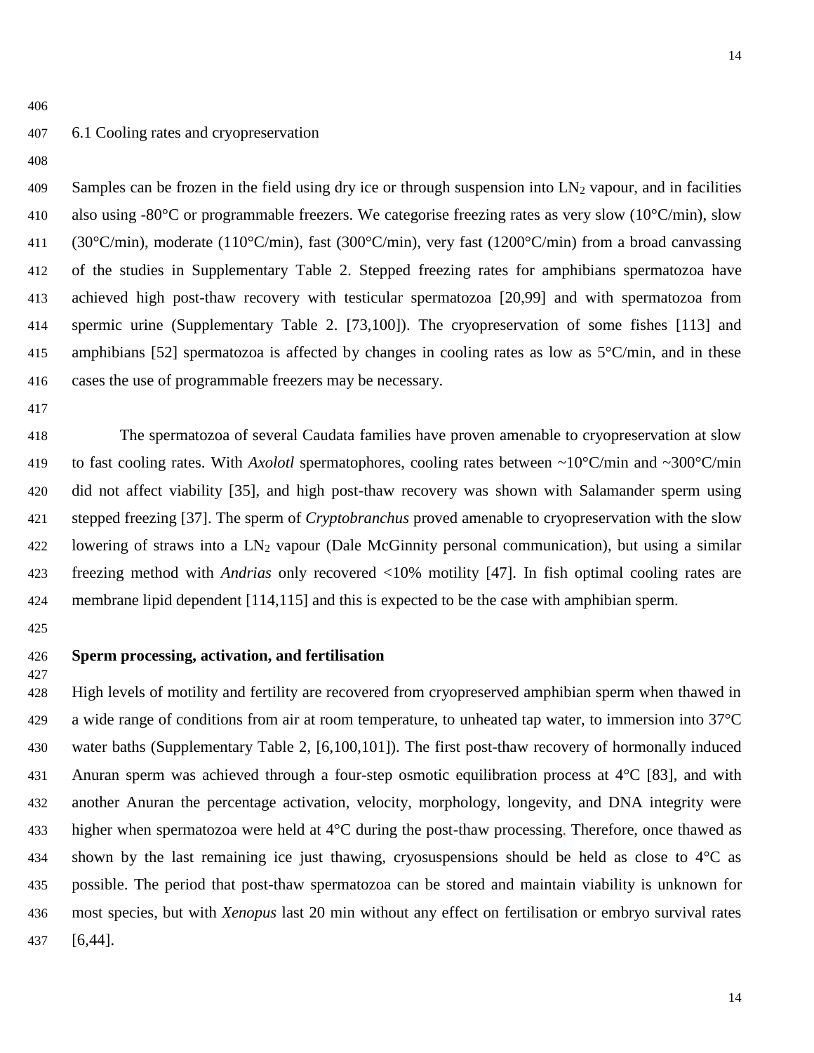### 6.1 Cooling rates and cryopreservation

Samples can be frozen in the field using dry ice or through suspension into $LN_2$ vapour, and in facilities also using -80°C or programmable freezers. We categorise freezing rates as very slow (10°C/min), slow (30°C/min), moderate (110°C/min), fast (300°C/min), very fast (1200°C/min) from a broad canvassing of the studies in Supplementary Table 2. Stepped freezing rates for amphibians spermatozoa have achieved high post-thaw recovery with testicular spermatozoa [20,99] and with spermatozoa from spermic urine (Supplementary Table 2. [73,100]). The cryopreservation of some fishes [113] and amphibians [52] spermatozoa is affected by changes in cooling rates as low as 5°C/min, and in these cases the use of programmable freezers may be necessary.

The spermatozoa of several Caudata families have proven amenable to cryopreservation at slow to fast cooling rates. With *Axolotl* spermatophores, cooling rates between ~10°C/min and ~300°C/min did not affect viability [35], and high post-thaw recovery was shown with Salamander sperm using stepped freezing [37]. The sperm of *Cryptobranchus* proved amenable to cryopreservation with the slow lowering of straws into a $LN_2$ vapour (Dale McGinnity personal communication), but using a similar freezing method with *Andrias* only recovered <10% motility [47]. In fish optimal cooling rates are membrane lipid dependent [114,115] and this is expected to be the case with amphibian sperm.

**Sperm processing, activation, and fertilisation**

High levels of motility and fertility are recovered from cryopreserved amphibian sperm when thawed in a wide range of conditions from air at room temperature, to unheated tap water, to immersion into 37°C water baths (Supplementary Table 2, [6,100,101]). The first post-thaw recovery of hormonally induced Anuran sperm was achieved through a four-step osmotic equilibration process at 4°C [83], and with another Anuran the percentage activation, velocity, morphology, longevity, and DNA integrity were higher when spermatozoa were held at 4°C during the post-thaw processing. Therefore, once thawed as shown by the last remaining ice just thawing, cryosuspensions should be held as close to 4°C as possible. The period that post-thaw spermatozoa can be stored and maintain viability is unknown for most species, but with *Xenopus* last 20 min without any effect on fertilisation or embryo survival rates [6,44].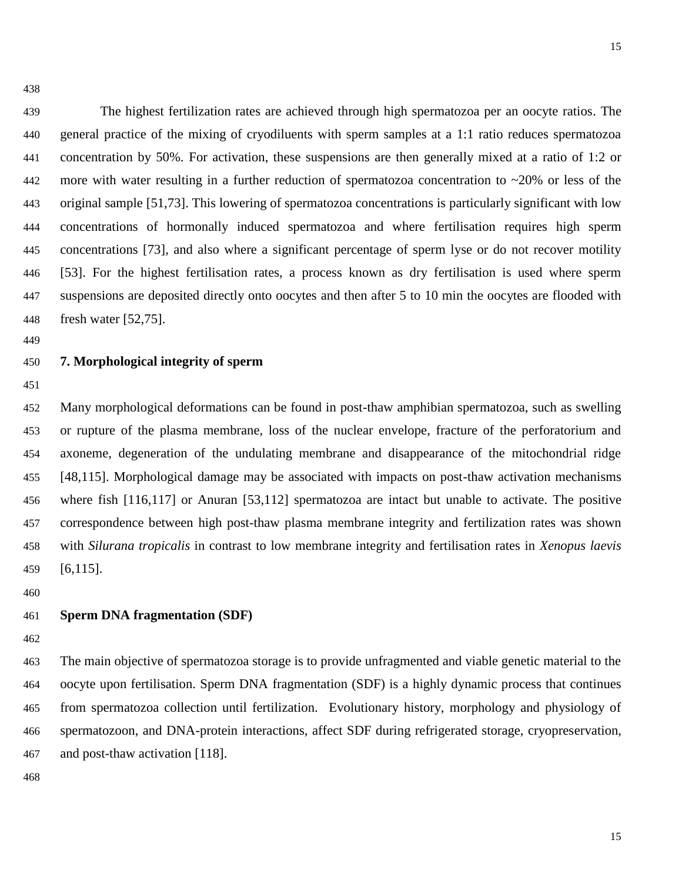The highest fertilization rates are achieved through high spermatozoa per an oocyte ratios. The general practice of the mixing of cryodiluents with sperm samples at a 1:1 ratio reduces spermatozoa concentration by 50%. For activation, these suspensions are then generally mixed at a ratio of 1:2 or more with water resulting in a further reduction of spermatozoa concentration to ~20% or less of the original sample [51,73]. This lowering of spermatozoa concentrations is particularly significant with low concentrations of hormonally induced spermatozoa and where fertilisation requires high sperm concentrations [73], and also where a significant percentage of sperm lyse or do not recover motility [53]. For the highest fertilisation rates, a process known as dry fertilisation is used where sperm suspensions are deposited directly onto oocytes and then after 5 to 10 min the oocytes are flooded with fresh water [52,75].

## 7. Morphological integrity of sperm

Many morphological deformations can be found in post-thaw amphibian spermatozoa, such as swelling or rupture of the plasma membrane, loss of the nuclear envelope, fracture of the perforatorium and axoneme, degeneration of the undulating membrane and disappearance of the mitochondrial ridge [48,115]. Morphological damage may be associated with impacts on post-thaw activation mechanisms where fish [116,117] or Anuran [53,112] spermatozoa are intact but unable to activate. The positive correspondence between high post-thaw plasma membrane integrity and fertilization rates was shown with *Silurana tropicalis* in contrast to low membrane integrity and fertilisation rates in *Xenopus laevis* [6,115].

### Sperm DNA fragmentation (SDF)

The main objective of spermatozoa storage is to provide unfragmented and viable genetic material to the oocyte upon fertilisation. Sperm DNA fragmentation (SDF) is a highly dynamic process that continues from spermatozoa collection until fertilization. Evolutionary history, morphology and physiology of spermatozoon, and DNA-protein interactions, affect SDF during refrigerated storage, cryopreservation, and post-thaw activation [118].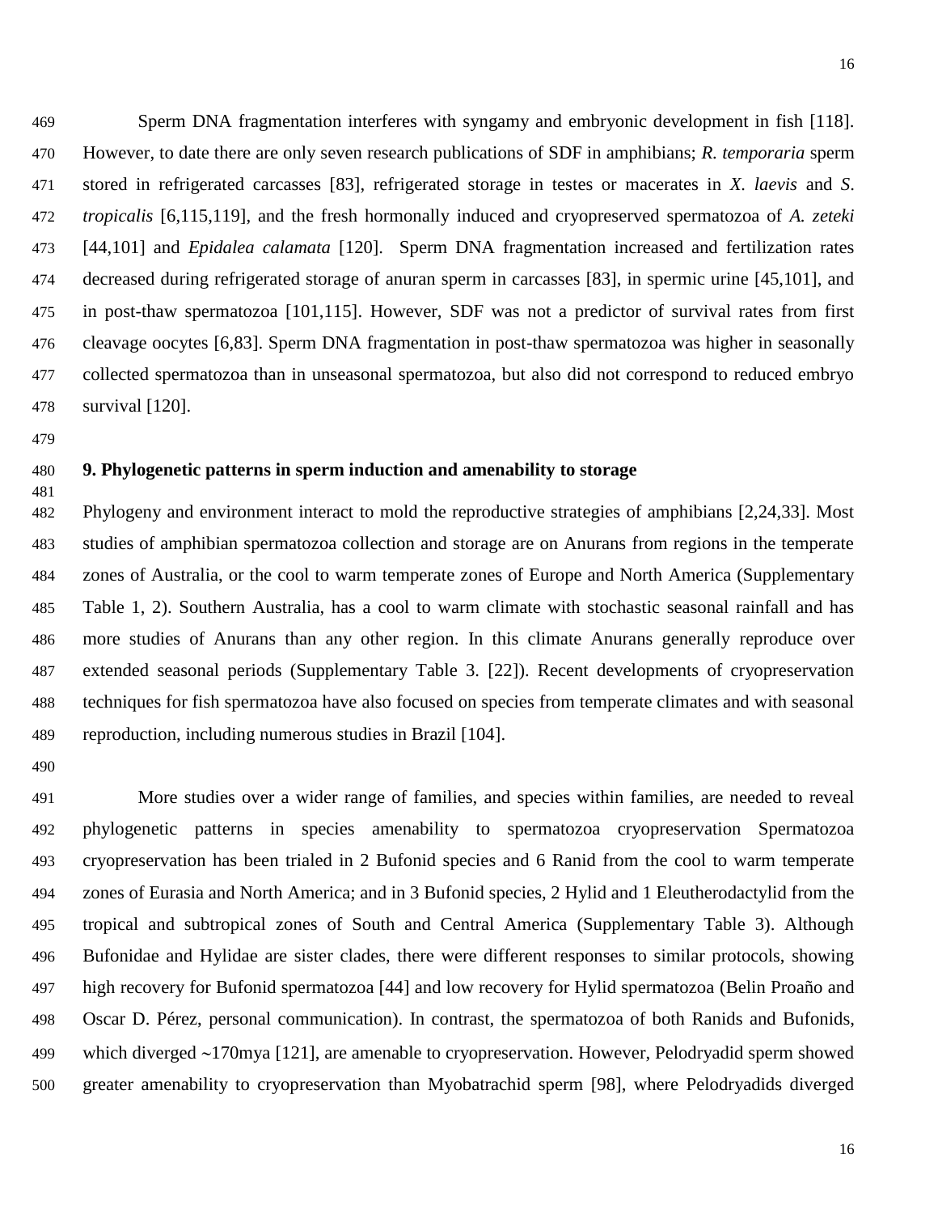Sperm DNA fragmentation interferes with syngamy and embryonic development in fish [118]. However, to date there are only seven research publications of SDF in amphibians; *R. temporaria* sperm stored in refrigerated carcasses [83], refrigerated storage in testes or macerates in *X. laevis* and *S. tropicalis* [6,115,119], and the fresh hormonally induced and cryopreserved spermatozoa of *A. zeteki* [44,101] and *Epidalea calamata* [120]. Sperm DNA fragmentation increased and fertilization rates decreased during refrigerated storage of anuran sperm in carcasses [83], in spermic urine [45,101], and in post-thaw spermatozoa [101,115]. However, SDF was not a predictor of survival rates from first cleavage oocytes [6,83]. Sperm DNA fragmentation in post-thaw spermatozoa was higher in seasonally collected spermatozoa than in unseasonal spermatozoa, but also did not correspond to reduced embryo survival [120].

## 9. Phylogenetic patterns in sperm induction and amenability to storage

Phylogeny and environment interact to mold the reproductive strategies of amphibians [2,24,33]. Most studies of amphibian spermatozoa collection and storage are on Anurans from regions in the temperate zones of Australia, or the cool to warm temperate zones of Europe and North America (Supplementary Table 1, 2). Southern Australia, has a cool to warm climate with stochastic seasonal rainfall and has more studies of Anurans than any other region. In this climate Anurans generally reproduce over extended seasonal periods (Supplementary Table 3. [22]). Recent developments of cryopreservation techniques for fish spermatozoa have also focused on species from temperate climates and with seasonal reproduction, including numerous studies in Brazil [104].

More studies over a wider range of families, and species within families, are needed to reveal phylogenetic patterns in species amenability to spermatozoa cryopreservation Spermatozoa cryopreservation has been trialed in 2 Bufonid species and 6 Ranid from the cool to warm temperate zones of Eurasia and North America; and in 3 Bufonid species, 2 Hylid and 1 Eleutherodactylid from the tropical and subtropical zones of South and Central America (Supplementary Table 3). Although Bufonidae and Hylidae are sister clades, there were different responses to similar protocols, showing high recovery for Bufonid spermatozoa [44] and low recovery for Hylid spermatozoa (Belin Proaño and Oscar D. Pérez, personal communication). In contrast, the spermatozoa of both Ranids and Bufonids, which diverged ~170mya [121], are amenable to cryopreservation. However, Pelodryadid sperm showed greater amenability to cryopreservation than Myobatrachid sperm [98], where Pelodryadids diverged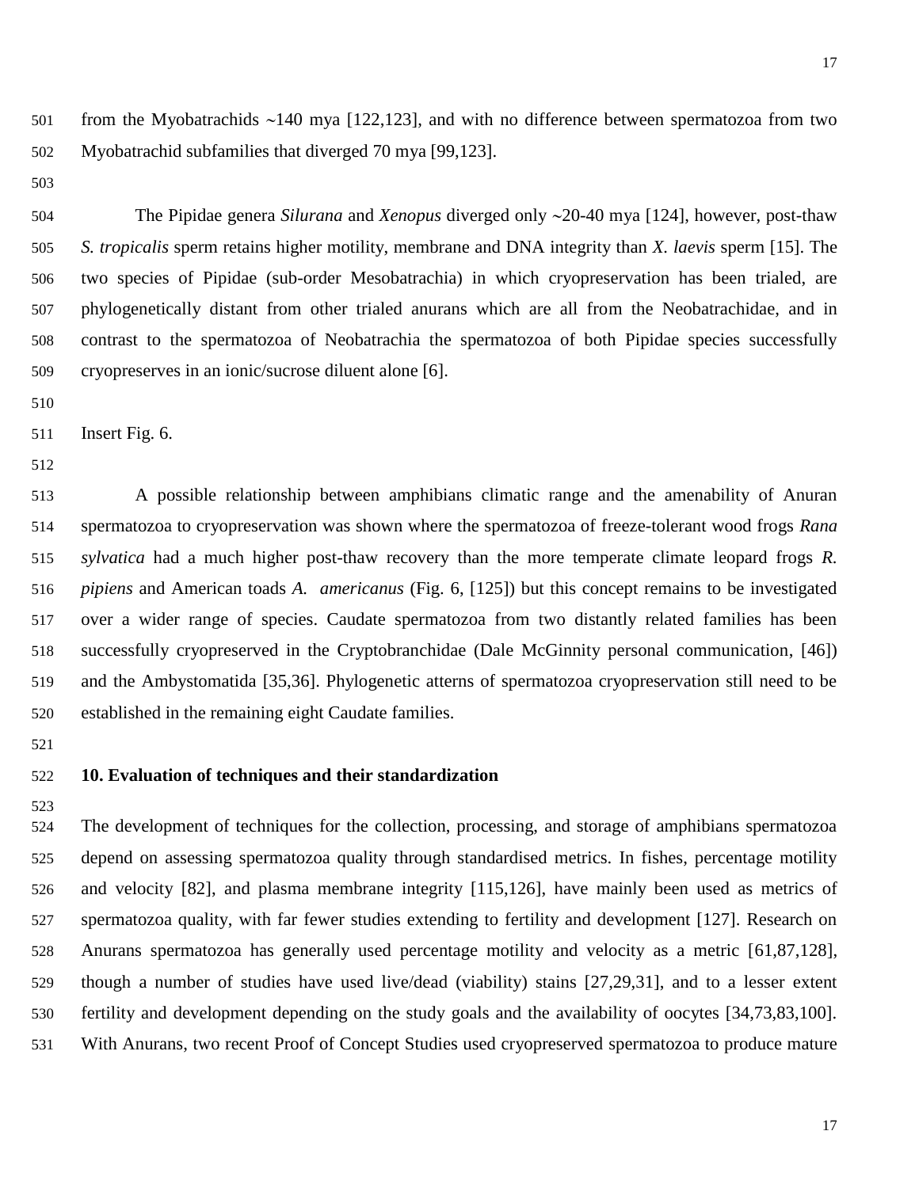from the Myobatrachids ~140 mya [122,123], and with no difference between spermatozoa from two Myobatrachid subfamilies that diverged 70 mya [99,123].

The Pipidae genera *Silurana* and *Xenopus* diverged only ~20-40 mya [124], however, post-thaw *S. tropicalis* sperm retains higher motility, membrane and DNA integrity than *X. laevis* sperm [15]. The two species of Pipidae (sub-order Mesobatrachia) in which cryopreservation has been trialed, are phylogenetically distant from other trialed anurans which are all from the Neobatrachidae, and in contrast to the spermatozoa of Neobatrachia the spermatozoa of both Pipidae species successfully cryopreserves in an ionic/sucrose diluent alone [6].

Insert Fig. 6.

A possible relationship between amphibians climatic range and the amenability of Anuran spermatozoa to cryopreservation was shown where the spermatozoa of freeze-tolerant wood frogs *Rana sylvatica* had a much higher post-thaw recovery than the more temperate climate leopard frogs *R. pipiens* and American toads *A. americanus* (Fig. 6, [125]) but this concept remains to be investigated over a wider range of species. Caudate spermatozoa from two distantly related families has been successfully cryopreserved in the Cryptobranchidae (Dale McGinnity personal communication, [46]) and the Ambystomatida [35,36]. Phylogenetic atterns of spermatozoa cryopreservation still need to be established in the remaining eight Caudate families.

## 10. Evaluation of techniques and their standardization

The development of techniques for the collection, processing, and storage of amphibians spermatozoa depend on assessing spermatozoa quality through standardised metrics. In fishes, percentage motility and velocity [82], and plasma membrane integrity [115,126], have mainly been used as metrics of spermatozoa quality, with far fewer studies extending to fertility and development [127]. Research on Anurans spermatozoa has generally used percentage motility and velocity as a metric [61,87,128], though a number of studies have used live/dead (viability) stains [27,29,31], and to a lesser extent fertility and development depending on the study goals and the availability of oocytes [34,73,83,100]. With Anurans, two recent Proof of Concept Studies used cryopreserved spermatozoa to produce mature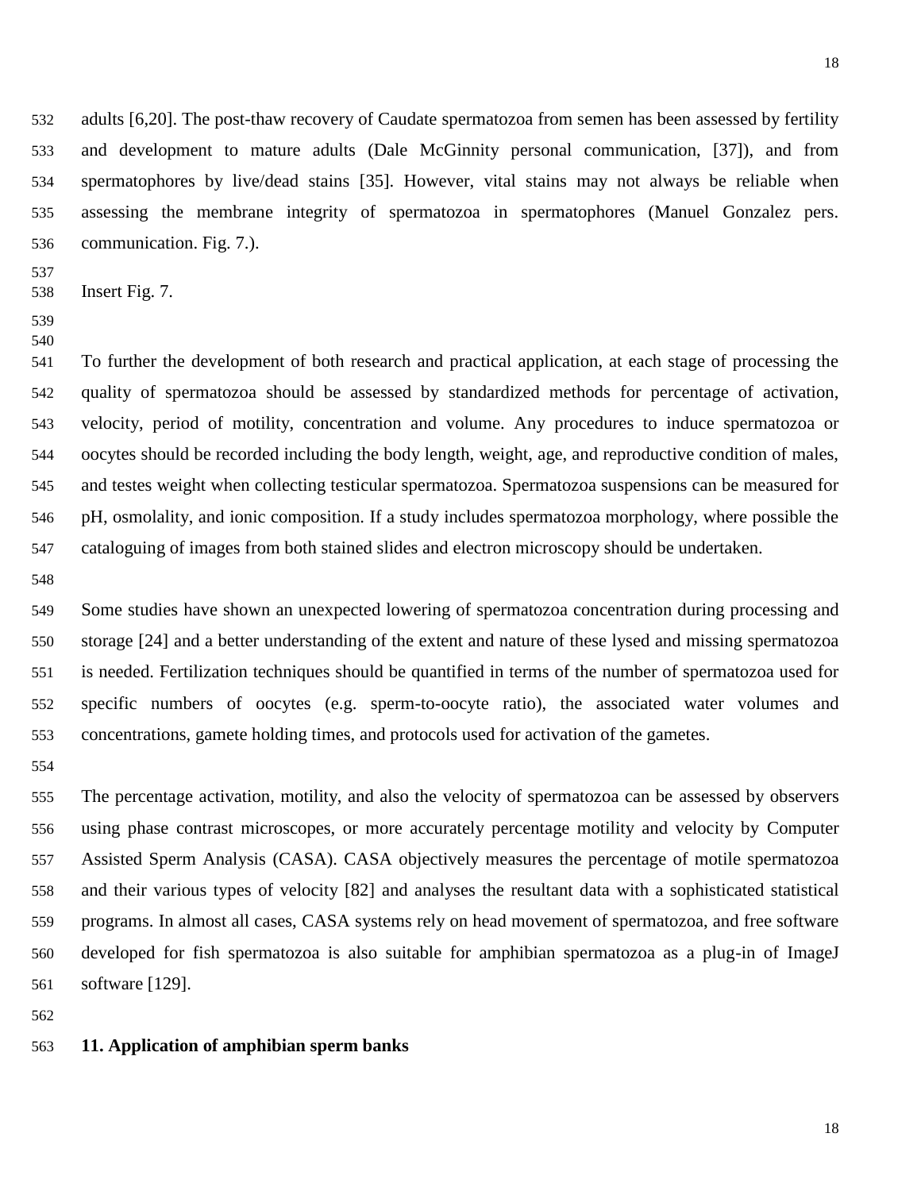adults [6,20]. The post-thaw recovery of Caudate spermatozoa from semen has been assessed by fertility and development to mature adults (Dale McGinnity personal communication, [37]), and from spermatophores by live/dead stains [35]. However, vital stains may not always be reliable when assessing the membrane integrity of spermatozoa in spermatophores (Manuel Gonzalez pers. communication. Fig. 7.).

Insert Fig. 7.

To further the development of both research and practical application, at each stage of processing the quality of spermatozoa should be assessed by standardized methods for percentage of activation, velocity, period of motility, concentration and volume. Any procedures to induce spermatozoa or oocytes should be recorded including the body length, weight, age, and reproductive condition of males, and testes weight when collecting testicular spermatozoa. Spermatozoa suspensions can be measured for pH, osmolality, and ionic composition. If a study includes spermatozoa morphology, where possible the cataloguing of images from both stained slides and electron microscopy should be undertaken.

Some studies have shown an unexpected lowering of spermatozoa concentration during processing and storage [24] and a better understanding of the extent and nature of these lysed and missing spermatozoa is needed. Fertilization techniques should be quantified in terms of the number of spermatozoa used for specific numbers of oocytes (e.g. sperm-to-oocyte ratio), the associated water volumes and concentrations, gamete holding times, and protocols used for activation of the gametes.

The percentage activation, motility, and also the velocity of spermatozoa can be assessed by observers using phase contrast microscopes, or more accurately percentage motility and velocity by Computer Assisted Sperm Analysis (CASA). CASA objectively measures the percentage of motile spermatozoa and their various types of velocity [82] and analyses the resultant data with a sophisticated statistical programs. In almost all cases, CASA systems rely on head movement of spermatozoa, and free software developed for fish spermatozoa is also suitable for amphibian spermatozoa as a plug-in of ImageJ software [129].

## 11. Application of amphibian sperm banks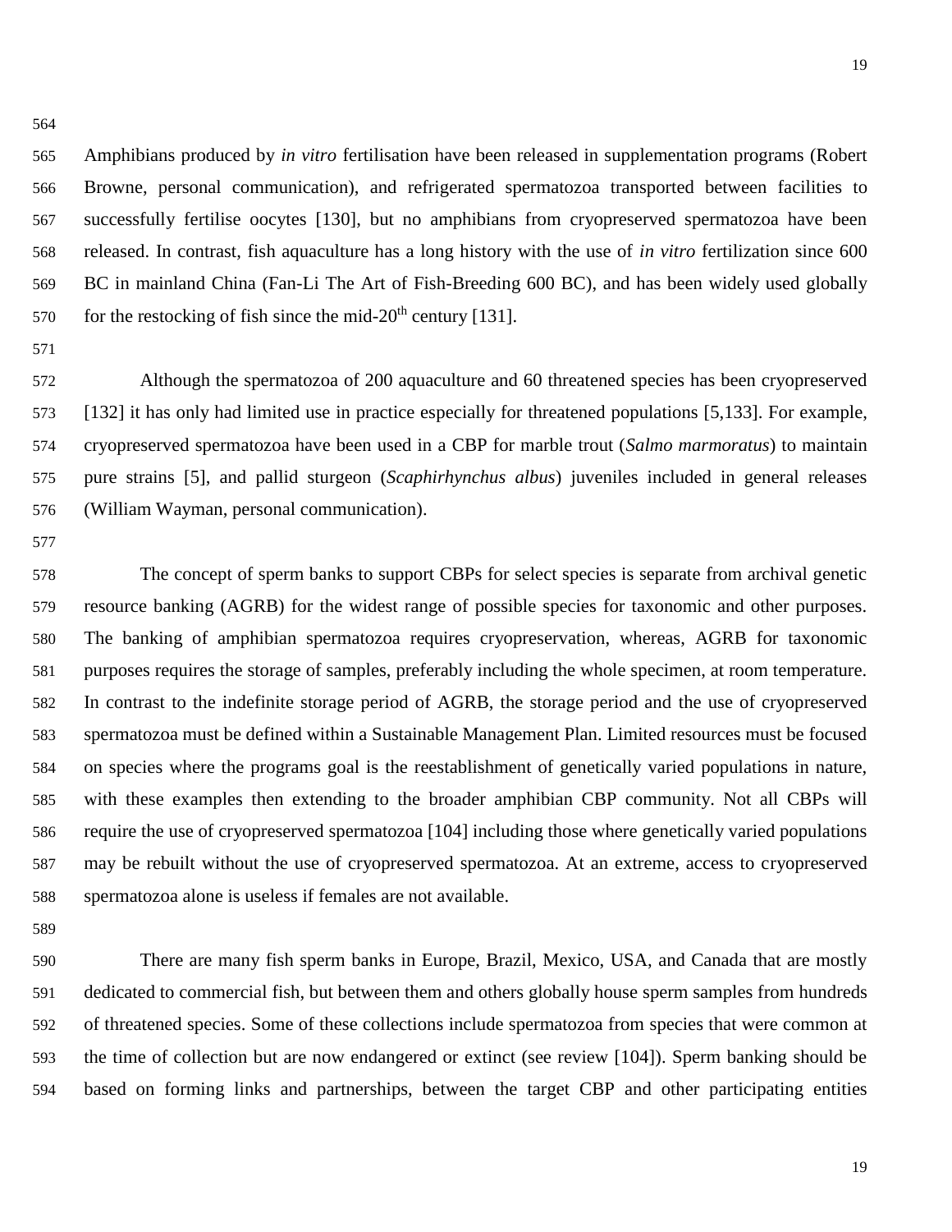Amphibians produced by *in vitro* fertilisation have been released in supplementation programs (Robert Browne, personal communication), and refrigerated spermatozoa transported between facilities to successfully fertilise oocytes [130], but no amphibians from cryopreserved spermatozoa have been released. In contrast, fish aquaculture has a long history with the use of *in vitro* fertilization since 600 BC in mainland China (Fan-Li The Art of Fish-Breeding 600 BC), and has been widely used globally for the restocking of fish since the mid-20th century [131].

Although the spermatozoa of 200 aquaculture and 60 threatened species has been cryopreserved [132] it has only had limited use in practice especially for threatened populations [5,133]. For example, cryopreserved spermatozoa have been used in a CBP for marble trout (*Salmo marmoratus*) to maintain pure strains [5], and pallid sturgeon (*Scaphirhynchus albus*) juveniles included in general releases (William Wayman, personal communication).

The concept of sperm banks to support CBPs for select species is separate from archival genetic resource banking (AGRB) for the widest range of possible species for taxonomic and other purposes. The banking of amphibian spermatozoa requires cryopreservation, whereas, AGRB for taxonomic purposes requires the storage of samples, preferably including the whole specimen, at room temperature. In contrast to the indefinite storage period of AGRB, the storage period and the use of cryopreserved spermatozoa must be defined within a Sustainable Management Plan. Limited resources must be focused on species where the programs goal is the reestablishment of genetically varied populations in nature, with these examples then extending to the broader amphibian CBP community. Not all CBPs will require the use of cryopreserved spermatozoa [104] including those where genetically varied populations may be rebuilt without the use of cryopreserved spermatozoa. At an extreme, access to cryopreserved spermatozoa alone is useless if females are not available.

There are many fish sperm banks in Europe, Brazil, Mexico, USA, and Canada that are mostly dedicated to commercial fish, but between them and others globally house sperm samples from hundreds of threatened species. Some of these collections include spermatozoa from species that were common at the time of collection but are now endangered or extinct (see review [104]). Sperm banking should be based on forming links and partnerships, between the target CBP and other participating entities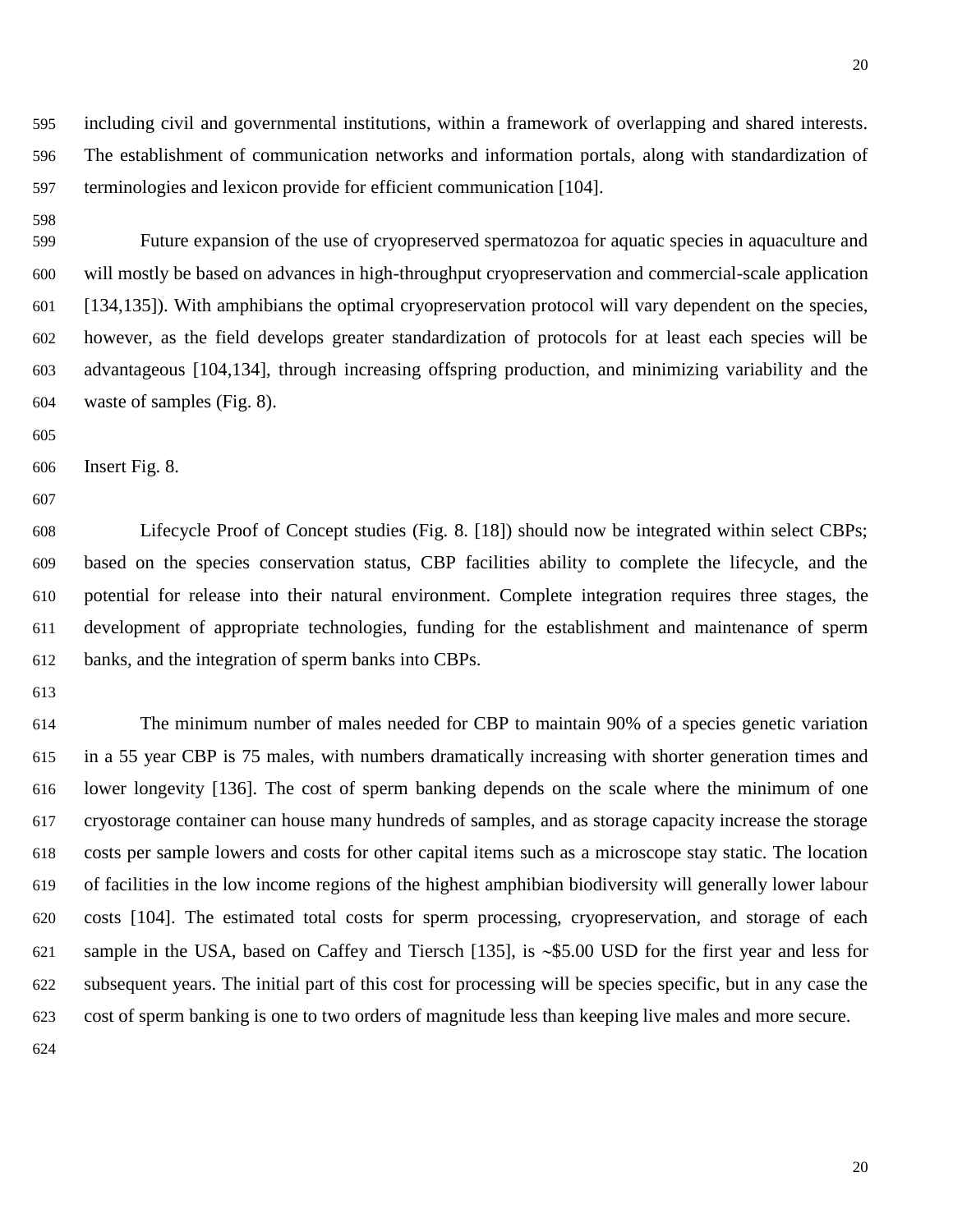including civil and governmental institutions, within a framework of overlapping and shared interests. The establishment of communication networks and information portals, along with standardization of terminologies and lexicon provide for efficient communication [104].

Future expansion of the use of cryopreserved spermatozoa for aquatic species in aquaculture and will mostly be based on advances in high-throughput cryopreservation and commercial-scale application [134,135]). With amphibians the optimal cryopreservation protocol will vary dependent on the species, however, as the field develops greater standardization of protocols for at least each species will be advantageous [104,134], through increasing offspring production, and minimizing variability and the waste of samples (Fig. 8).

Insert Fig. 8.

Lifecycle Proof of Concept studies (Fig. 8. [18]) should now be integrated within select CBPs; based on the species conservation status, CBP facilities ability to complete the lifecycle, and the potential for release into their natural environment. Complete integration requires three stages, the development of appropriate technologies, funding for the establishment and maintenance of sperm banks, and the integration of sperm banks into CBPs.

The minimum number of males needed for CBP to maintain 90% of a species genetic variation in a 55 year CBP is 75 males, with numbers dramatically increasing with shorter generation times and lower longevity [136]. The cost of sperm banking depends on the scale where the minimum of one cryostorage container can house many hundreds of samples, and as storage capacity increase the storage costs per sample lowers and costs for other capital items such as a microscope stay static. The location of facilities in the low income regions of the highest amphibian biodiversity will generally lower labour costs [104]. The estimated total costs for sperm processing, cryopreservation, and storage of each sample in the USA, based on Caffey and Tiersch [135], is ~$5.00 USD for the first year and less for subsequent years. The initial part of this cost for processing will be species specific, but in any case the cost of sperm banking is one to two orders of magnitude less than keeping live males and more secure.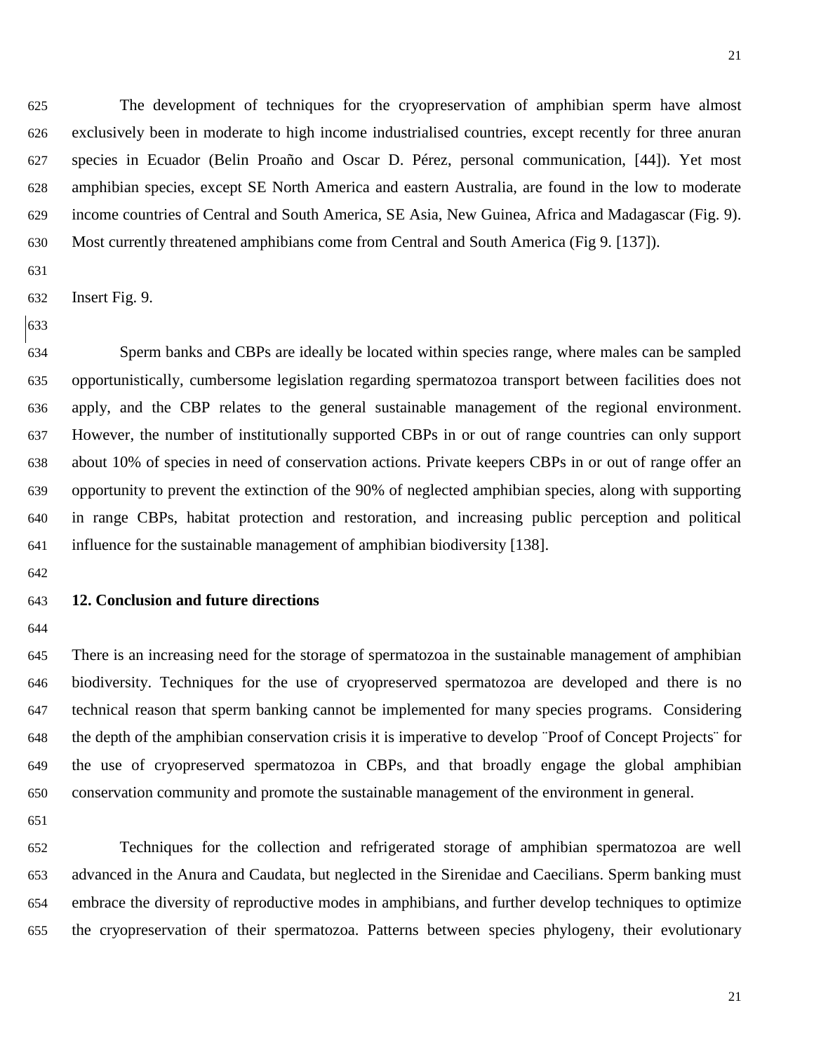The development of techniques for the cryopreservation of amphibian sperm have almost exclusively been in moderate to high income industrialised countries, except recently for three anuran species in Ecuador (Belin Proaño and Oscar D. Pérez, personal communication, [44]). Yet most amphibian species, except SE North America and eastern Australia, are found in the low to moderate income countries of Central and South America, SE Asia, New Guinea, Africa and Madagascar (Fig. 9). Most currently threatened amphibians come from Central and South America (Fig 9. [137]).

Insert Fig. 9.

Sperm banks and CBPs are ideally be located within species range, where males can be sampled opportunistically, cumbersome legislation regarding spermatozoa transport between facilities does not apply, and the CBP relates to the general sustainable management of the regional environment. However, the number of institutionally supported CBPs in or out of range countries can only support about 10% of species in need of conservation actions. Private keepers CBPs in or out of range offer an opportunity to prevent the extinction of the 90% of neglected amphibian species, along with supporting in range CBPs, habitat protection and restoration, and increasing public perception and political influence for the sustainable management of amphibian biodiversity [138].

## 12. Conclusion and future directions

There is an increasing need for the storage of spermatozoa in the sustainable management of amphibian biodiversity. Techniques for the use of cryopreserved spermatozoa are developed and there is no technical reason that sperm banking cannot be implemented for many species programs. Considering the depth of the amphibian conservation crisis it is imperative to develop ¨Proof of Concept Projects¨ for the use of cryopreserved spermatozoa in CBPs, and that broadly engage the global amphibian conservation community and promote the sustainable management of the environment in general.

Techniques for the collection and refrigerated storage of amphibian spermatozoa are well advanced in the Anura and Caudata, but neglected in the Sirenidae and Caecilians. Sperm banking must embrace the diversity of reproductive modes in amphibians, and further develop techniques to optimize the cryopreservation of their spermatozoa. Patterns between species phylogeny, their evolutionary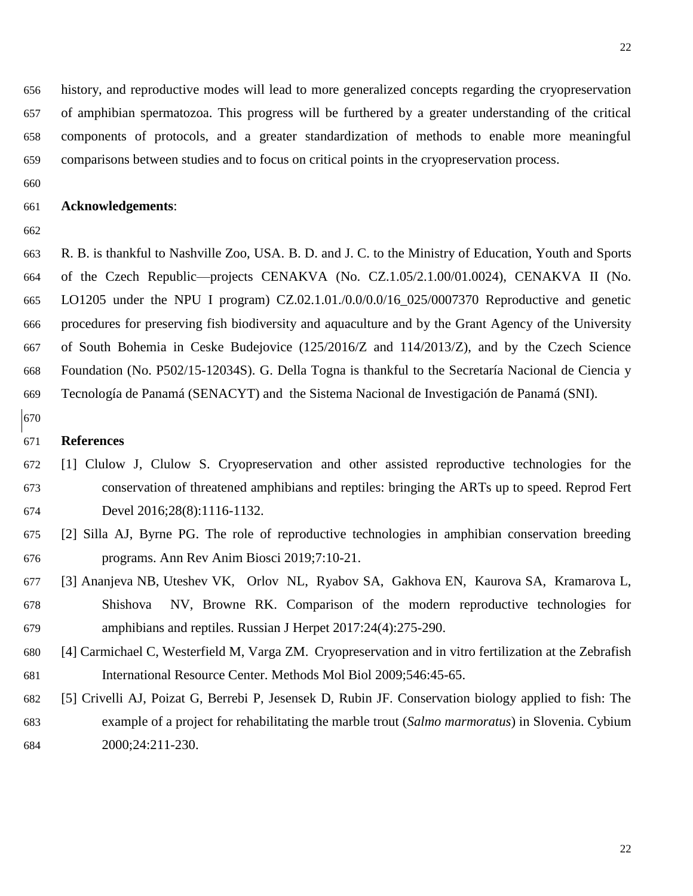history, and reproductive modes will lead to more generalized concepts regarding the cryopreservation of amphibian spermatozoa. This progress will be furthered by a greater understanding of the critical components of protocols, and a greater standardization of methods to enable more meaningful comparisons between studies and to focus on critical points in the cryopreservation process.

**Acknowledgements**:

R. B. is thankful to Nashville Zoo, USA. B. D. and J. C. to the Ministry of Education, Youth and Sports of the Czech Republic—projects CENAKVA (No. CZ.1.05/2.1.00/01.0024), CENAKVA II (No. LO1205 under the NPU I program) CZ.02.1.01./0.0/0.0/16_025/0007370 Reproductive and genetic procedures for preserving fish biodiversity and aquaculture and by the Grant Agency of the University of South Bohemia in Ceske Budejovice (125/2016/Z and 114/2013/Z), and by the Czech Science Foundation (No. P502/15-12034S). G. Della Togna is thankful to the Secretaría Nacional de Ciencia y Tecnología de Panamá (SENACYT) and the Sistema Nacional de Investigación de Panamá (SNI).

**References**

[1] Clulow J, Clulow S. Cryopreservation and other assisted reproductive technologies for the conservation of threatened amphibians and reptiles: bringing the ARTs up to speed. Reprod Fert Devel 2016;28(8):1116-1132.

[2] Silla AJ, Byrne PG. The role of reproductive technologies in amphibian conservation breeding programs. Ann Rev Anim Biosci 2019;7:10-21.

[3] Ananjeva NB, Uteshev VK, Orlov NL, Ryabov SA, Gakhova EN, Kaurova SA, Kramarova L, Shishova NV, Browne RK. Comparison of the modern reproductive technologies for amphibians and reptiles. Russian J Herpet 2017:24(4):275-290.

[4] Carmichael C, Westerfield M, Varga ZM. Cryopreservation and in vitro fertilization at the Zebrafish International Resource Center. Methods Mol Biol 2009;546:45-65.

[5] Crivelli AJ, Poizat G, Berrebi P, Jesensek D, Rubin JF. Conservation biology applied to fish: The example of a project for rehabilitating the marble trout (*Salmo marmoratus*) in Slovenia. Cybium 2000;24:211-230.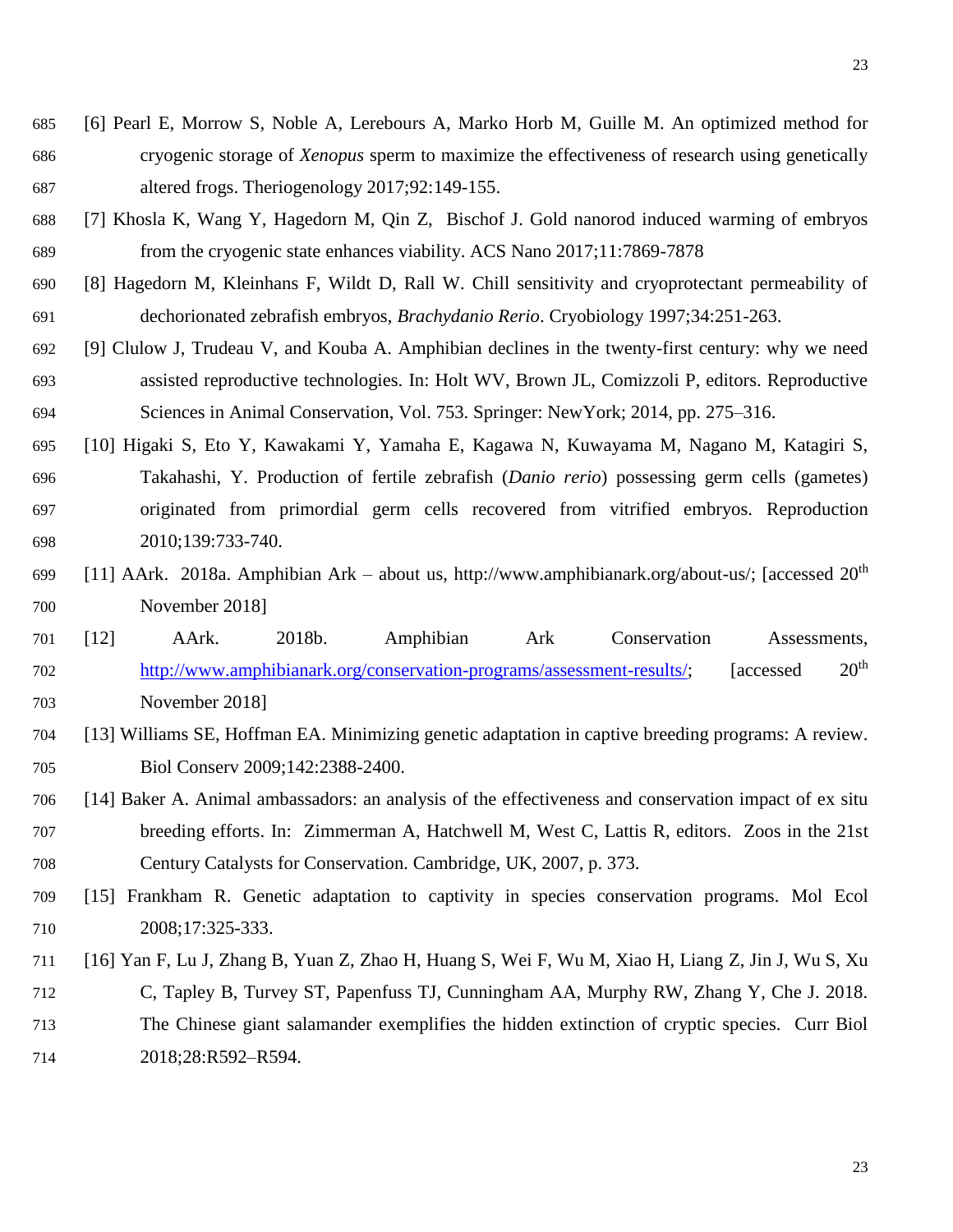[6] Pearl E, Morrow S, Noble A, Lerebours A, Marko Horb M, Guille M. An optimized method for cryogenic storage of *Xenopus* sperm to maximize the effectiveness of research using genetically altered frogs. Theriogenology 2017;92:149-155.

[7] Khosla K, Wang Y, Hagedorn M, Qin Z, Bischof J. Gold nanorod induced warming of embryos from the cryogenic state enhances viability. ACS Nano 2017;11:7869-7878

[8] Hagedorn M, Kleinhans F, Wildt D, Rall W. Chill sensitivity and cryoprotectant permeability of dechorionated zebrafish embryos, *Brachydanio Rerio*. Cryobiology 1997;34:251-263.

[9] Clulow J, Trudeau V, and Kouba A. Amphibian declines in the twenty-first century: why we need assisted reproductive technologies. In: Holt WV, Brown JL, Comizzoli P, editors. Reproductive Sciences in Animal Conservation, Vol. 753. Springer: NewYork; 2014, pp. 275–316.

[10] Higaki S, Eto Y, Kawakami Y, Yamaha E, Kagawa N, Kuwayama M, Nagano M, Katagiri S, Takahashi, Y. Production of fertile zebrafish (*Danio rerio*) possessing germ cells (gametes) originated from primordial germ cells recovered from vitrified embryos. Reproduction 2010;139:733-740.

[11] AArk. 2018a. Amphibian Ark – about us, http://www.amphibianark.org/about-us/; [accessed 20th November 2018]

[12] AArk. 2018b. Amphibian Ark Conservation Assessments, http://www.amphibianark.org/conservation-programs/assessment-results/; [accessed 20th November 2018]

[13] Williams SE, Hoffman EA. Minimizing genetic adaptation in captive breeding programs: A review. Biol Conserv 2009;142:2388-2400.

[14] Baker A. Animal ambassadors: an analysis of the effectiveness and conservation impact of ex situ breeding efforts. In: Zimmerman A, Hatchwell M, West C, Lattis R, editors. Zoos in the 21st Century Catalysts for Conservation. Cambridge, UK, 2007, p. 373.

[15] Frankham R. Genetic adaptation to captivity in species conservation programs. Mol Ecol 2008;17:325-333.

[16] Yan F, Lu J, Zhang B, Yuan Z, Zhao H, Huang S, Wei F, Wu M, Xiao H, Liang Z, Jin J, Wu S, Xu C, Tapley B, Turvey ST, Papenfuss TJ, Cunningham AA, Murphy RW, Zhang Y, Che J. 2018. The Chinese giant salamander exemplifies the hidden extinction of cryptic species. Curr Biol 2018;28:R592–R594.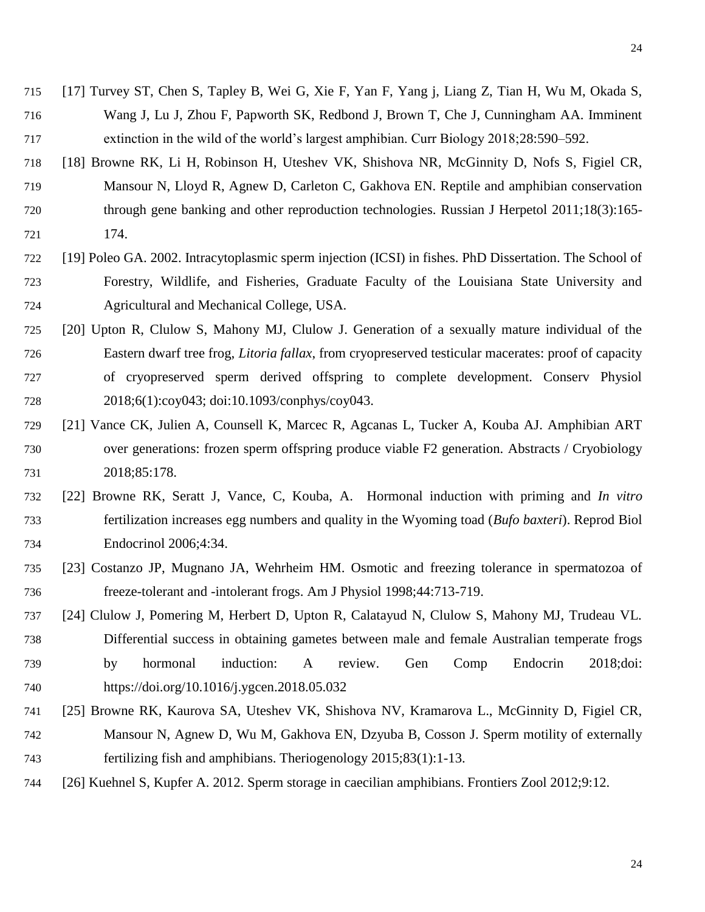[17] Turvey ST, Chen S, Tapley B, Wei G, Xie F, Yan F, Yang j, Liang Z, Tian H, Wu M, Okada S, Wang J, Lu J, Zhou F, Papworth SK, Redbond J, Brown T, Che J, Cunningham AA. Imminent extinction in the wild of the world's largest amphibian. Curr Biology 2018;28:590–592.

[18] Browne RK, Li H, Robinson H, Uteshev VK, Shishova NR, McGinnity D, Nofs S, Figiel CR, Mansour N, Lloyd R, Agnew D, Carleton C, Gakhova EN. Reptile and amphibian conservation through gene banking and other reproduction technologies. Russian J Herpetol 2011;18(3):165-174.

[19] Poleo GA. 2002. Intracytoplasmic sperm injection (ICSI) in fishes. PhD Dissertation. The School of Forestry, Wildlife, and Fisheries, Graduate Faculty of the Louisiana State University and Agricultural and Mechanical College, USA.

[20] Upton R, Clulow S, Mahony MJ, Clulow J. Generation of a sexually mature individual of the Eastern dwarf tree frog, *Litoria fallax*, from cryopreserved testicular macerates: proof of capacity of cryopreserved sperm derived offspring to complete development. Conserv Physiol 2018;6(1):coy043; doi:10.1093/conphys/coy043.

[21] Vance CK, Julien A, Counsell K, Marcec R, Agcanas L, Tucker A, Kouba AJ. Amphibian ART over generations: frozen sperm offspring produce viable F2 generation. Abstracts / Cryobiology 2018;85:178.

[22] Browne RK, Seratt J, Vance, C, Kouba, A. Hormonal induction with priming and *In vitro* fertilization increases egg numbers and quality in the Wyoming toad (*Bufo baxteri*). Reprod Biol Endocrinol 2006;4:34.

[23] Costanzo JP, Mugnano JA, Wehrheim HM. Osmotic and freezing tolerance in spermatozoa of freeze-tolerant and -intolerant frogs. Am J Physiol 1998;44:713-719.

[24] Clulow J, Pomering M, Herbert D, Upton R, Calatayud N, Clulow S, Mahony MJ, Trudeau VL. Differential success in obtaining gametes between male and female Australian temperate frogs by hormonal induction: A review. Gen Comp Endocrin 2018;doi: https://doi.org/10.1016/j.ygcen.2018.05.032

[25] Browne RK, Kaurova SA, Uteshev VK, Shishova NV, Kramarova L., McGinnity D, Figiel CR, Mansour N, Agnew D, Wu M, Gakhova EN, Dzyuba B, Cosson J. Sperm motility of externally fertilizing fish and amphibians. Theriogenology 2015;83(1):1-13.

[26] Kuehnel S, Kupfer A. 2012. Sperm storage in caecilian amphibians. Frontiers Zool 2012;9:12.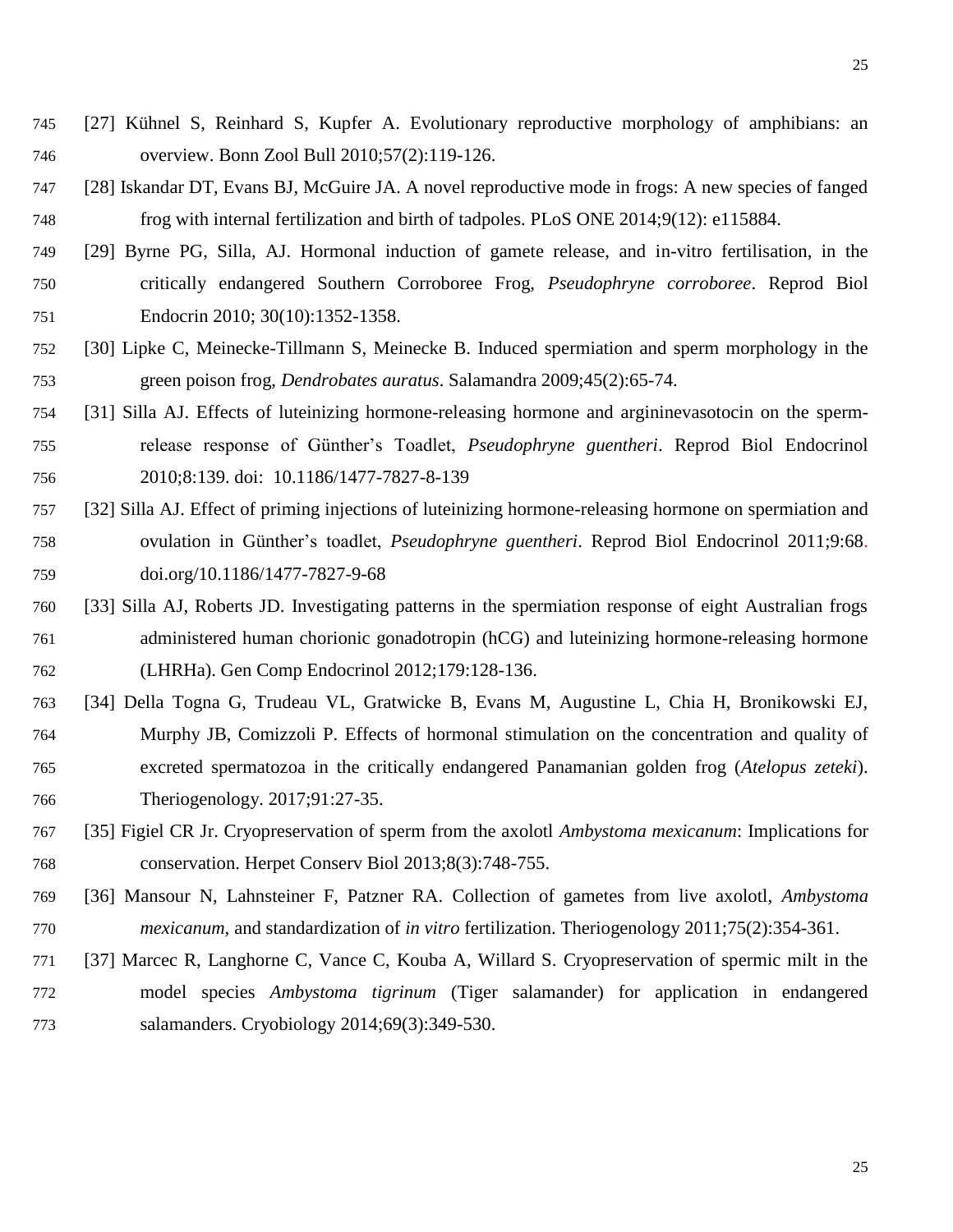[27] Kühnel S, Reinhard S, Kupfer A. Evolutionary reproductive morphology of amphibians: an overview. Bonn Zool Bull 2010;57(2):119-126.

[28] Iskandar DT, Evans BJ, McGuire JA. A novel reproductive mode in frogs: A new species of fanged frog with internal fertilization and birth of tadpoles. PLoS ONE 2014;9(12): e115884.

[29] Byrne PG, Silla, AJ. Hormonal induction of gamete release, and in-vitro fertilisation, in the critically endangered Southern Corroboree Frog, *Pseudophryne corroboree*. Reprod Biol Endocrin 2010; 30(10):1352-1358.

[30] Lipke C, Meinecke-Tillmann S, Meinecke B. Induced spermiation and sperm morphology in the green poison frog, *Dendrobates auratus*. Salamandra 2009;45(2):65-74.

[31] Silla AJ. Effects of luteinizing hormone-releasing hormone and argininevasotocin on the sperm-release response of Günther's Toadlet, *Pseudophryne guentheri*. Reprod Biol Endocrinol 2010;8:139. doi: 10.1186/1477-7827-8-139

[32] Silla AJ. Effect of priming injections of luteinizing hormone-releasing hormone on spermiation and ovulation in Günther's toadlet, *Pseudophryne guentheri*. Reprod Biol Endocrinol 2011;9:68. doi.org/10.1186/1477-7827-9-68

[33] Silla AJ, Roberts JD. Investigating patterns in the spermiation response of eight Australian frogs administered human chorionic gonadotropin (hCG) and luteinizing hormone-releasing hormone (LHRHa). Gen Comp Endocrinol 2012;179:128-136.

[34] Della Togna G, Trudeau VL, Gratwicke B, Evans M, Augustine L, Chia H, Bronikowski EJ, Murphy JB, Comizzoli P. Effects of hormonal stimulation on the concentration and quality of excreted spermatozoa in the critically endangered Panamanian golden frog (*Atelopus zeteki*). Theriogenology. 2017;91:27-35.

[35] Figiel CR Jr. Cryopreservation of sperm from the axolotl *Ambystoma mexicanum*: Implications for conservation. Herpet Conserv Biol 2013;8(3):748-755.

[36] Mansour N, Lahnsteiner F, Patzner RA. Collection of gametes from live axolotl, *Ambystoma mexicanum*, and standardization of *in vitro* fertilization. Theriogenology 2011;75(2):354-361.

[37] Marcec R, Langhorne C, Vance C, Kouba A, Willard S. Cryopreservation of spermic milt in the model species *Ambystoma tigrinum* (Tiger salamander) for application in endangered salamanders. Cryobiology 2014;69(3):349-530.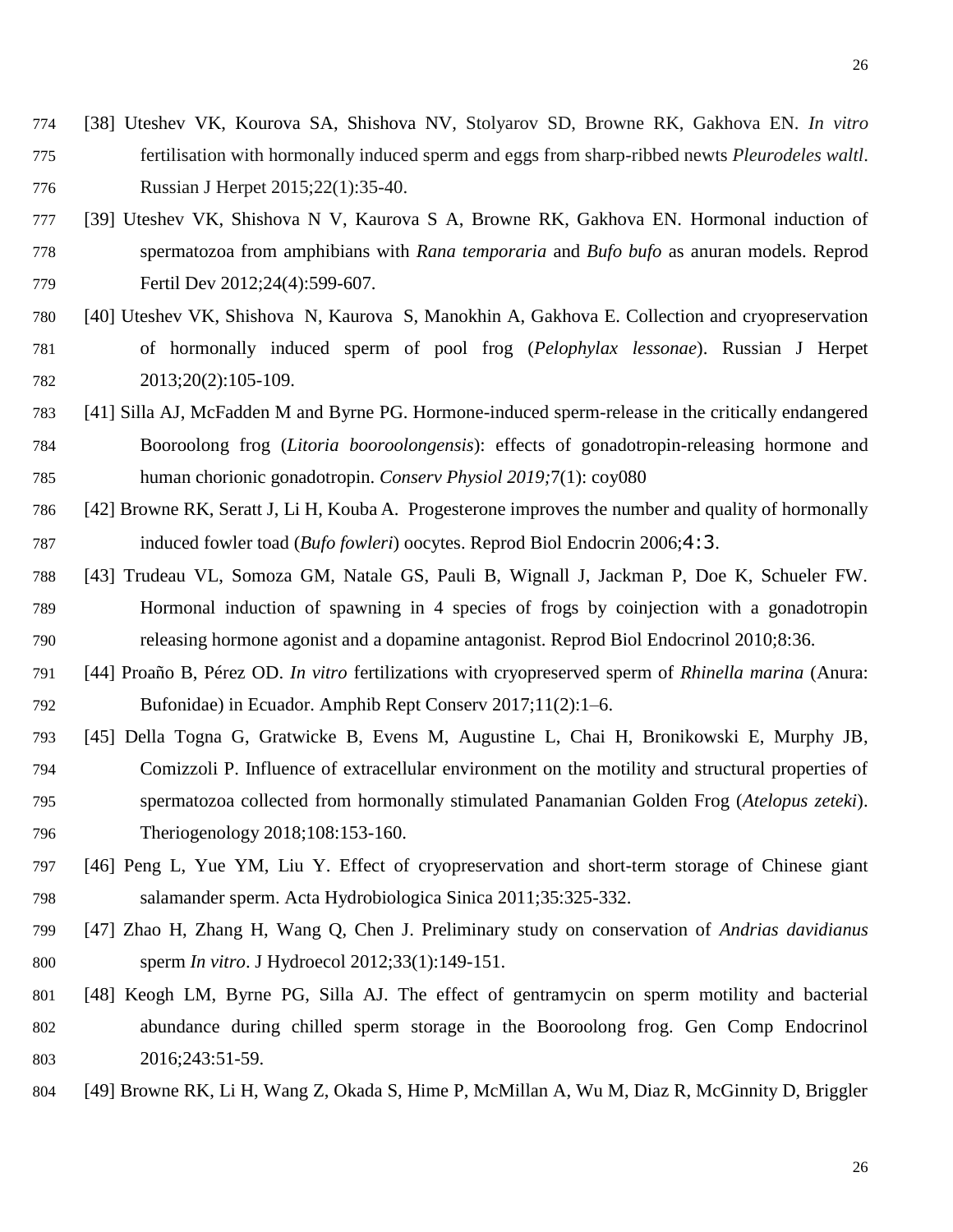[38] Uteshev VK, Kourova SA, Shishova NV, Stolyarov SD, Browne RK, Gakhova EN. *In vitro* fertilisation with hormonally induced sperm and eggs from sharp-ribbed newts *Pleurodeles waltl*. Russian J Herpet 2015;22(1):35-40.

[39] Uteshev VK, Shishova N V, Kaurova S A, Browne RK, Gakhova EN. Hormonal induction of spermatozoa from amphibians with *Rana temporaria* and *Bufo bufo* as anuran models. Reprod Fertil Dev 2012;24(4):599-607.

[40] Uteshev VK, Shishova N, Kaurova S, Manokhin A, Gakhova E. Collection and cryopreservation of hormonally induced sperm of pool frog (*Pelophylax lessonae*). Russian J Herpet 2013;20(2):105-109.

[41] Silla AJ, McFadden M and Byrne PG. Hormone-induced sperm-release in the critically endangered Booroolong frog (*Litoria booroolongensis*): effects of gonadotropin-releasing hormone and human chorionic gonadotropin. *Conserv Physiol 2019;*7(1): coy080

[42] Browne RK, Seratt J, Li H, Kouba A. Progesterone improves the number and quality of hormonally induced fowler toad (*Bufo fowleri*) oocytes. Reprod Biol Endocrin 2006;4:3.

[43] Trudeau VL, Somoza GM, Natale GS, Pauli B, Wignall J, Jackman P, Doe K, Schueler FW. Hormonal induction of spawning in 4 species of frogs by coinjection with a gonadotropin releasing hormone agonist and a dopamine antagonist. Reprod Biol Endocrinol 2010;8:36.

[44] Proaño B, Pérez OD. *In vitro* fertilizations with cryopreserved sperm of *Rhinella marina* (Anura: Bufonidae) in Ecuador. Amphib Rept Conserv 2017;11(2):1–6.

[45] Della Togna G, Gratwicke B, Evens M, Augustine L, Chai H, Bronikowski E, Murphy JB, Comizzoli P. Influence of extracellular environment on the motility and structural properties of spermatozoa collected from hormonally stimulated Panamanian Golden Frog (*Atelopus zeteki*). Theriogenology 2018;108:153-160.

[46] Peng L, Yue YM, Liu Y. Effect of cryopreservation and short-term storage of Chinese giant salamander sperm. Acta Hydrobiologica Sinica 2011;35:325-332.

[47] Zhao H, Zhang H, Wang Q, Chen J. Preliminary study on conservation of *Andrias davidianus* sperm *In vitro*. J Hydroecol 2012;33(1):149-151.

[48] Keogh LM, Byrne PG, Silla AJ. The effect of gentramycin on sperm motility and bacterial abundance during chilled sperm storage in the Booroolong frog. Gen Comp Endocrinol 2016;243:51-59.

[49] Browne RK, Li H, Wang Z, Okada S, Hime P, McMillan A, Wu M, Diaz R, McGinnity D, Briggler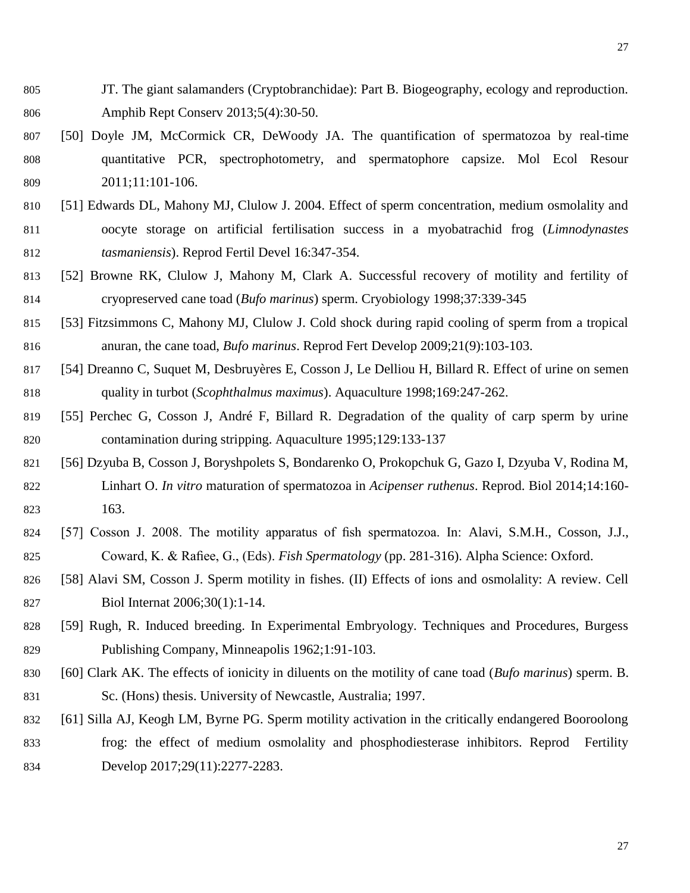JT. The giant salamanders (Cryptobranchidae): Part B. Biogeography, ecology and reproduction. Amphib Rept Conserv 2013;5(4):30-50.

[50] Doyle JM, McCormick CR, DeWoody JA. The quantification of spermatozoa by real-time quantitative PCR, spectrophotometry, and spermatophore capsize. Mol Ecol Resour 2011;11:101-106.

[51] Edwards DL, Mahony MJ, Clulow J. 2004. Effect of sperm concentration, medium osmolality and oocyte storage on artificial fertilisation success in a myobatrachid frog (*Limnodynastes tasmaniensis*). Reprod Fertil Devel 16:347-354.

[52] Browne RK, Clulow J, Mahony M, Clark A. Successful recovery of motility and fertility of cryopreserved cane toad (*Bufo marinus*) sperm. Cryobiology 1998;37:339-345

[53] Fitzsimmons C, Mahony MJ, Clulow J. Cold shock during rapid cooling of sperm from a tropical anuran, the cane toad, *Bufo marinus*. Reprod Fert Develop 2009;21(9):103-103.

[54] Dreanno C, Suquet M, Desbruyères E, Cosson J, Le Delliou H, Billard R. Effect of urine on semen quality in turbot (*Scophthalmus maximus*). Aquaculture 1998;169:247-262.

[55] Perchec G, Cosson J, André F, Billard R. Degradation of the quality of carp sperm by urine contamination during stripping. Aquaculture 1995;129:133-137

[56] Dzyuba B, Cosson J, Boryshpolets S, Bondarenko O, Prokopchuk G, Gazo I, Dzyuba V, Rodina M, Linhart O. *In vitro* maturation of spermatozoa in *Acipenser ruthenus*. Reprod. Biol 2014;14:160-163.

[57] Cosson J. 2008. The motility apparatus of fish spermatozoa. In: Alavi, S.M.H., Cosson, J.J., Coward, K. & Rafiee, G., (Eds). *Fish Spermatology* (pp. 281-316). Alpha Science: Oxford.

[58] Alavi SM, Cosson J. Sperm motility in fishes. (II) Effects of ions and osmolality: A review. Cell Biol Internat 2006;30(1):1-14.

[59] Rugh, R. Induced breeding. In Experimental Embryology. Techniques and Procedures, Burgess Publishing Company, Minneapolis 1962;1:91-103.

[60] Clark AK. The effects of ionicity in diluents on the motility of cane toad (*Bufo marinus*) sperm. B. Sc. (Hons) thesis. University of Newcastle, Australia; 1997.

[61] Silla AJ, Keogh LM, Byrne PG. Sperm motility activation in the critically endangered Booroolong frog: the effect of medium osmolality and phosphodiesterase inhibitors. Reprod Fertility Develop 2017;29(11):2277-2283.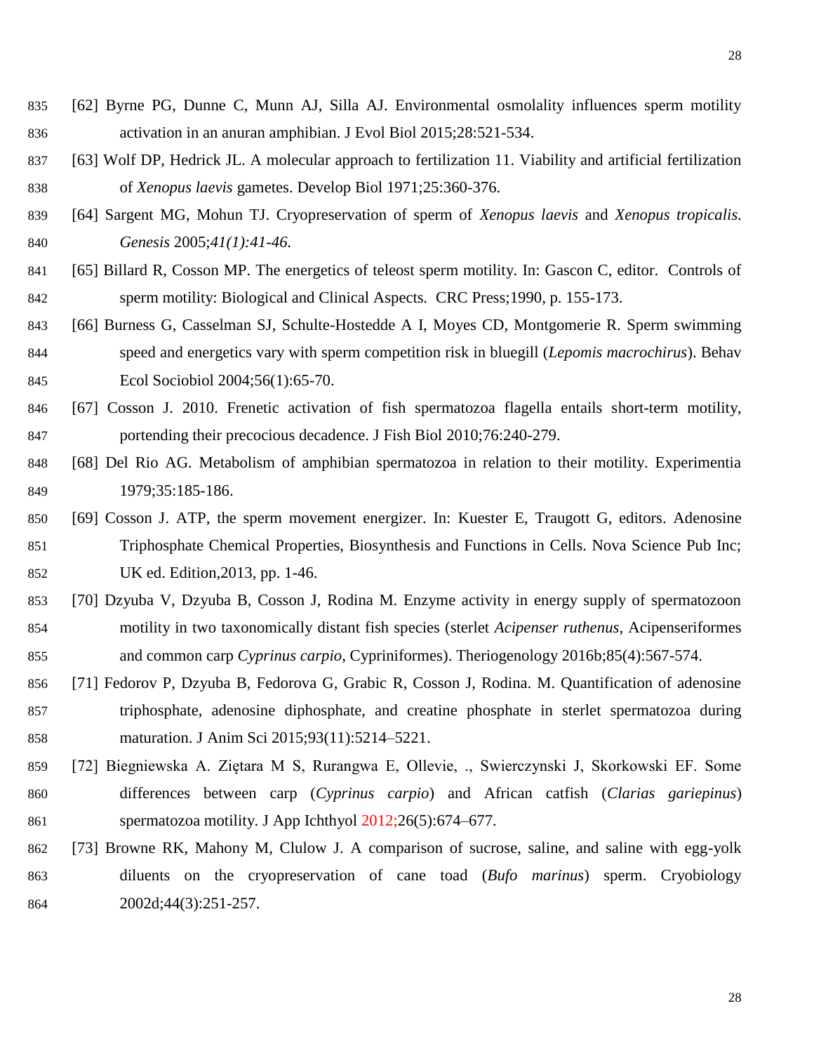[62] Byrne PG, Dunne C, Munn AJ, Silla AJ. Environmental osmolality influences sperm motility activation in an anuran amphibian. J Evol Biol 2015;28:521-534.

[63] Wolf DP, Hedrick JL. A molecular approach to fertilization 11. Viability and artificial fertilization of *Xenopus laevis* gametes. Develop Biol 1971;25:360-376.

[64] Sargent MG, Mohun TJ. Cryopreservation of sperm of *Xenopus laevis* and *Xenopus tropicalis*. *Genesis* 2005;*41(1):41-46.*

[65] Billard R, Cosson MP. The energetics of teleost sperm motility. In: Gascon C, editor. Controls of sperm motility: Biological and Clinical Aspects. CRC Press;1990, p. 155-173.

[66] Burness G, Casselman SJ, Schulte-Hostedde A I, Moyes CD, Montgomerie R. Sperm swimming speed and energetics vary with sperm competition risk in bluegill (*Lepomis macrochirus*). Behav Ecol Sociobiol 2004;56(1):65-70.

[67] Cosson J. 2010. Frenetic activation of fish spermatozoa flagella entails short-term motility, portending their precocious decadence. J Fish Biol 2010;76:240-279.

[68] Del Rio AG. Metabolism of amphibian spermatozoa in relation to their motility. Experimentia 1979;35:185-186.

[69] Cosson J. ATP, the sperm movement energizer. In: Kuester E, Traugott G, editors. Adenosine Triphosphate Chemical Properties, Biosynthesis and Functions in Cells. Nova Science Pub Inc; UK ed. Edition,2013, pp. 1-46.

[70] Dzyuba V, Dzyuba B, Cosson J, Rodina M. Enzyme activity in energy supply of spermatozoon motility in two taxonomically distant fish species (sterlet *Acipenser ruthenus*, Acipenseriformes and common carp *Cyprinus carpio*, Cypriniformes). Theriogenology 2016b;85(4):567-574.

[71] Fedorov P, Dzyuba B, Fedorova G, Grabic R, Cosson J, Rodina. M. Quantification of adenosine triphosphate, adenosine diphosphate, and creatine phosphate in sterlet spermatozoa during maturation. J Anim Sci 2015;93(11):5214–5221.

[72] Biegniewska A. Ziętara M S, Rurangwa E, Ollevie, ., Swierczynski J, Skorkowski EF. Some differences between carp (*Cyprinus carpio*) and African catfish (*Clarias gariepinus*) spermatozoa motility. J App Ichthyol 2012;26(5):674–677.

[73] Browne RK, Mahony M, Clulow J. A comparison of sucrose, saline, and saline with egg-yolk diluents on the cryopreservation of cane toad (*Bufo marinus*) sperm. Cryobiology 2002d;44(3):251-257.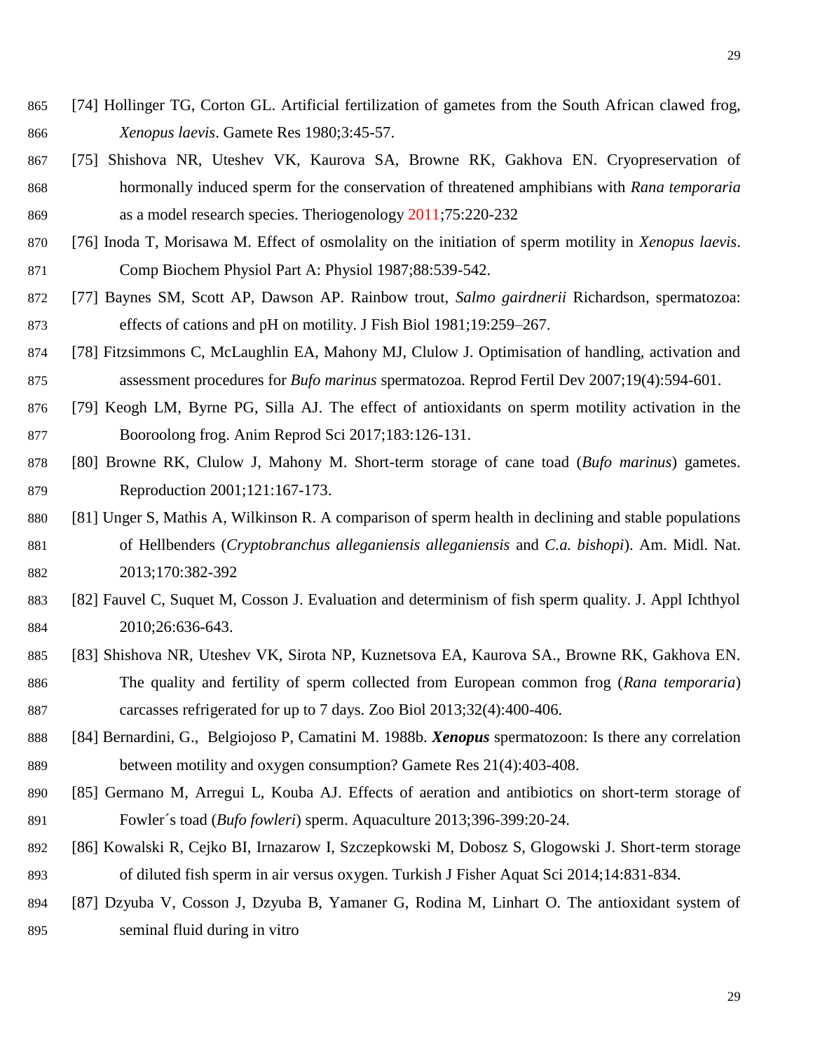[74] Hollinger TG, Corton GL. Artificial fertilization of gametes from the South African clawed frog, *Xenopus laevis*. Gamete Res 1980;3:45-57.

[75] Shishova NR, Uteshev VK, Kaurova SA, Browne RK, Gakhova EN. Cryopreservation of hormonally induced sperm for the conservation of threatened amphibians with *Rana temporaria* as a model research species. Theriogenology 2011;75:220-232

[76] Inoda T, Morisawa M. Effect of osmolality on the initiation of sperm motility in *Xenopus laevis*. Comp Biochem Physiol Part A: Physiol 1987;88:539-542.

[77] Baynes SM, Scott AP, Dawson AP. Rainbow trout, *Salmo gairdnerii* Richardson, spermatozoa: effects of cations and pH on motility. J Fish Biol 1981;19:259–267.

[78] Fitzsimmons C, McLaughlin EA, Mahony MJ, Clulow J. Optimisation of handling, activation and assessment procedures for *Bufo marinus* spermatozoa. Reprod Fertil Dev 2007;19(4):594-601.

[79] Keogh LM, Byrne PG, Silla AJ. The effect of antioxidants on sperm motility activation in the Booroolong frog. Anim Reprod Sci 2017;183:126-131.

[80] Browne RK, Clulow J, Mahony M. Short-term storage of cane toad (*Bufo marinus*) gametes. Reproduction 2001;121:167-173.

[81] Unger S, Mathis A, Wilkinson R. A comparison of sperm health in declining and stable populations of Hellbenders (*Cryptobranchus alleganiensis alleganiensis* and *C.a. bishopi*). Am. Midl. Nat. 2013;170:382-392

[82] Fauvel C, Suquet M, Cosson J. Evaluation and determinism of fish sperm quality. J. Appl Ichthyol 2010;26:636-643.

[83] Shishova NR, Uteshev VK, Sirota NP, Kuznetsova EA, Kaurova SA., Browne RK, Gakhova EN. The quality and fertility of sperm collected from European common frog (*Rana temporaria*) carcasses refrigerated for up to 7 days. Zoo Biol 2013;32(4):400-406.

[84] Bernardini, G., Belgiojoso P, Camatini M. 1988b. ***Xenopus*** spermatozoon: Is there any correlation between motility and oxygen consumption? Gamete Res 21(4):403-408.

[85] Germano M, Arregui L, Kouba AJ. Effects of aeration and antibiotics on short-term storage of Fowler´s toad (*Bufo fowleri*) sperm. Aquaculture 2013;396-399:20-24.

[86] Kowalski R, Cejko BI, Irnazarow I, Szczepkowski M, Dobosz S, Glogowski J. Short-term storage of diluted fish sperm in air versus oxygen. Turkish J Fisher Aquat Sci 2014;14:831-834.

[87] Dzyuba V, Cosson J, Dzyuba B, Yamaner G, Rodina M, Linhart O. The antioxidant system of seminal fluid during in vitro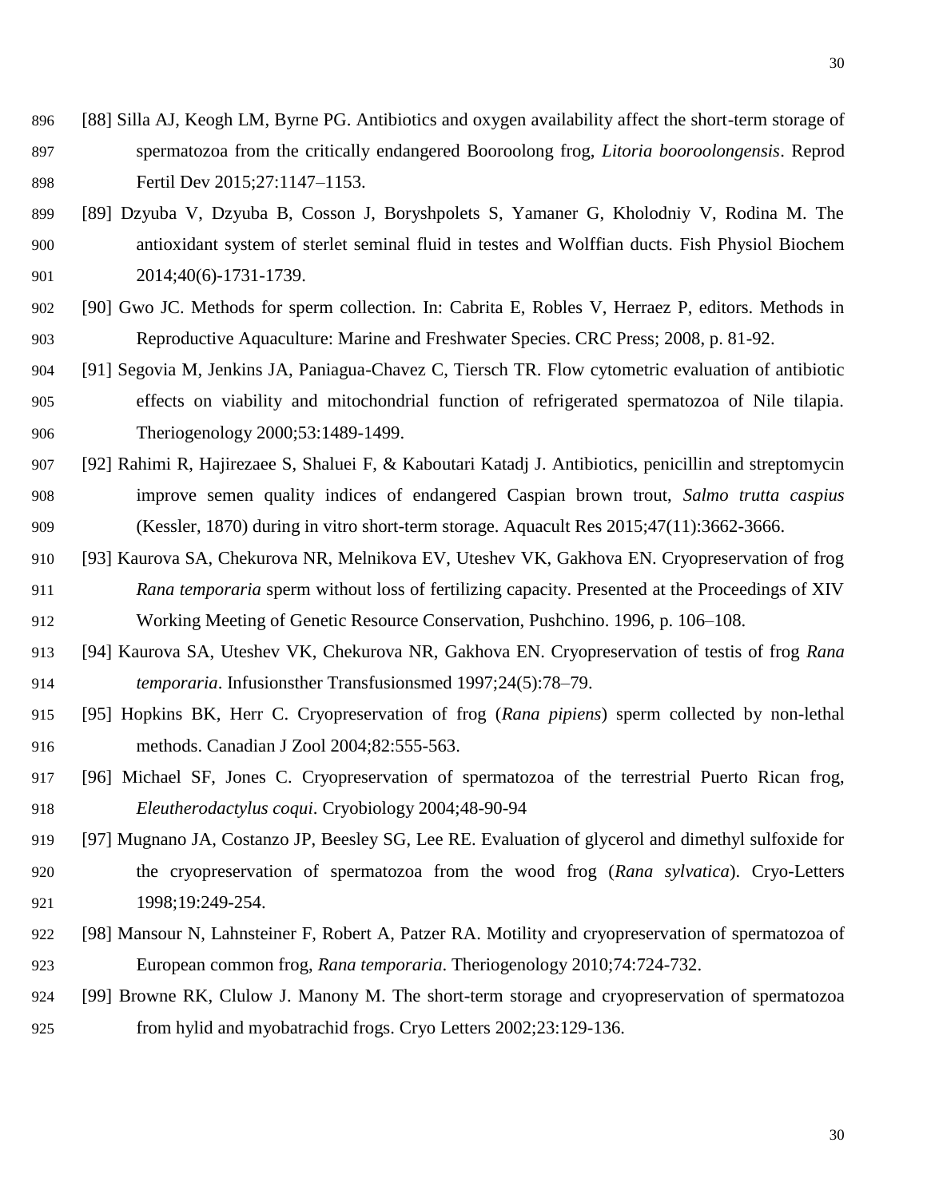[88] Silla AJ, Keogh LM, Byrne PG. Antibiotics and oxygen availability affect the short-term storage of spermatozoa from the critically endangered Booroolong frog, *Litoria booroolongensis*. Reprod Fertil Dev 2015;27:1147–1153.

[89] Dzyuba V, Dzyuba B, Cosson J, Boryshpolets S, Yamaner G, Kholodniy V, Rodina M. The antioxidant system of sterlet seminal fluid in testes and Wolffian ducts. Fish Physiol Biochem 2014;40(6)-1731-1739.

[90] Gwo JC. Methods for sperm collection. In: Cabrita E, Robles V, Herraez P, editors. Methods in Reproductive Aquaculture: Marine and Freshwater Species. CRC Press; 2008, p. 81-92.

[91] Segovia M, Jenkins JA, Paniagua-Chavez C, Tiersch TR. Flow cytometric evaluation of antibiotic effects on viability and mitochondrial function of refrigerated spermatozoa of Nile tilapia. Theriogenology 2000;53:1489-1499.

[92] Rahimi R, Hajirezaee S, Shaluei F, & Kaboutari Katadj J. Antibiotics, penicillin and streptomycin improve semen quality indices of endangered Caspian brown trout, *Salmo trutta caspius* (Kessler, 1870) during in vitro short-term storage. Aquacult Res 2015;47(11):3662-3666.

[93] Kaurova SA, Chekurova NR, Melnikova EV, Uteshev VK, Gakhova EN. Cryopreservation of frog *Rana temporaria* sperm without loss of fertilizing capacity. Presented at the Proceedings of XIV Working Meeting of Genetic Resource Conservation, Pushchino. 1996, p. 106–108.

[94] Kaurova SA, Uteshev VK, Chekurova NR, Gakhova EN. Cryopreservation of testis of frog *Rana temporaria*. Infusionsther Transfusionsmed 1997;24(5):78–79.

[95] Hopkins BK, Herr C. Cryopreservation of frog (*Rana pipiens*) sperm collected by non-lethal methods. Canadian J Zool 2004;82:555-563.

[96] Michael SF, Jones C. Cryopreservation of spermatozoa of the terrestrial Puerto Rican frog, *Eleutherodactylus coqui*. Cryobiology 2004;48-90-94

[97] Mugnano JA, Costanzo JP, Beesley SG, Lee RE. Evaluation of glycerol and dimethyl sulfoxide for the cryopreservation of spermatozoa from the wood frog (*Rana sylvatica*). Cryo-Letters 1998;19:249-254.

[98] Mansour N, Lahnsteiner F, Robert A, Patzer RA. Motility and cryopreservation of spermatozoa of European common frog, *Rana temporaria*. Theriogenology 2010;74:724-732.

[99] Browne RK, Clulow J. Manony M. The short-term storage and cryopreservation of spermatozoa from hylid and myobatrachid frogs. Cryo Letters 2002;23:129-136.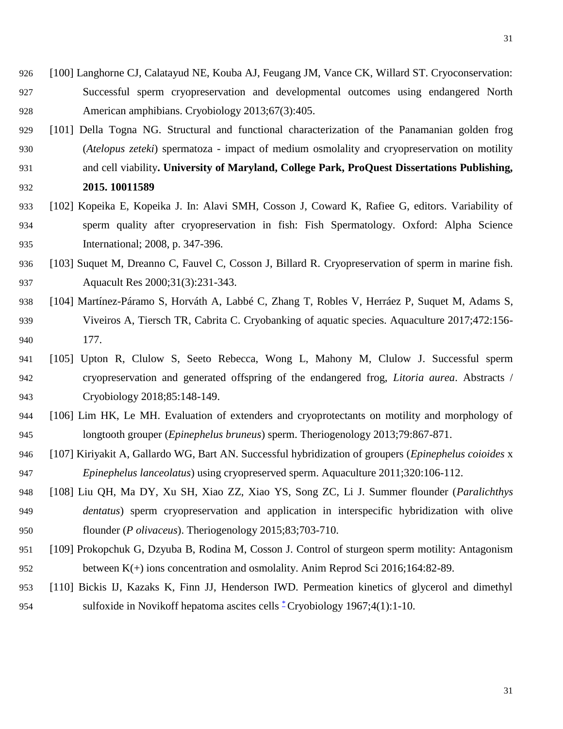[100] Langhorne CJ, Calatayud NE, Kouba AJ, Feugang JM, Vance CK, Willard ST. Cryoconservation: Successful sperm cryopreservation and developmental outcomes using endangered North American amphibians. Cryobiology 2013;67(3):405.

[101] Della Togna NG. Structural and functional characterization of the Panamanian golden frog (*Atelopus zeteki*) spermatoza - impact of medium osmolality and cryopreservation on motility and cell viability**. University of Maryland, College Park, ProQuest Dissertations Publishing, 2015. 10011589**

[102] Kopeika E, Kopeika J. In: Alavi SMH, Cosson J, Coward K, Rafiee G, editors. Variability of sperm quality after cryopreservation in fish: Fish Spermatology. Oxford: Alpha Science International; 2008, p. 347-396.

[103] Suquet M, Dreanno C, Fauvel C, Cosson J, Billard R. Cryopreservation of sperm in marine fish. Aquacult Res 2000;31(3):231-343.

[104] Martínez-Páramo S, Horváth A, Labbé C, Zhang T, Robles V, Herráez P, Suquet M, Adams S, Viveiros A, Tiersch TR, Cabrita C. Cryobanking of aquatic species. Aquaculture 2017;472:156-177.

[105] Upton R, Clulow S, Seeto Rebecca, Wong L, Mahony M, Clulow J. Successful sperm cryopreservation and generated offspring of the endangered frog, *Litoria aurea*. Abstracts / Cryobiology 2018;85:148-149.

[106] Lim HK, Le MH. Evaluation of extenders and cryoprotectants on motility and morphology of longtooth grouper (*Epinephelus bruneus*) sperm. Theriogenology 2013;79:867-871.

[107] Kiriyakit A, Gallardo WG, Bart AN. Successful hybridization of groupers (*Epinephelus coioides* x *Epinephelus lanceolatus*) using cryopreserved sperm. Aquaculture 2011;320:106-112.

[108] Liu QH, Ma DY, Xu SH, Xiao ZZ, Xiao YS, Song ZC, Li J. Summer flounder (*Paralichthys dentatus*) sperm cryopreservation and application in interspecific hybridization with olive flounder (*P olivaceus*). Theriogenology 2015;83;703-710.

[109] Prokopchuk G, Dzyuba B, Rodina M, Cosson J. Control of sturgeon sperm motility: Antagonism between K(+) ions concentration and osmolality. Anim Reprod Sci 2016;164:82-89.

[110] Bickis IJ, Kazaks K, Finn JJ, Henderson IWD. Permeation kinetics of glycerol and dimethyl sulfoxide in Novikoff hepatoma ascites cells * Cryobiology 1967;4(1):1-10.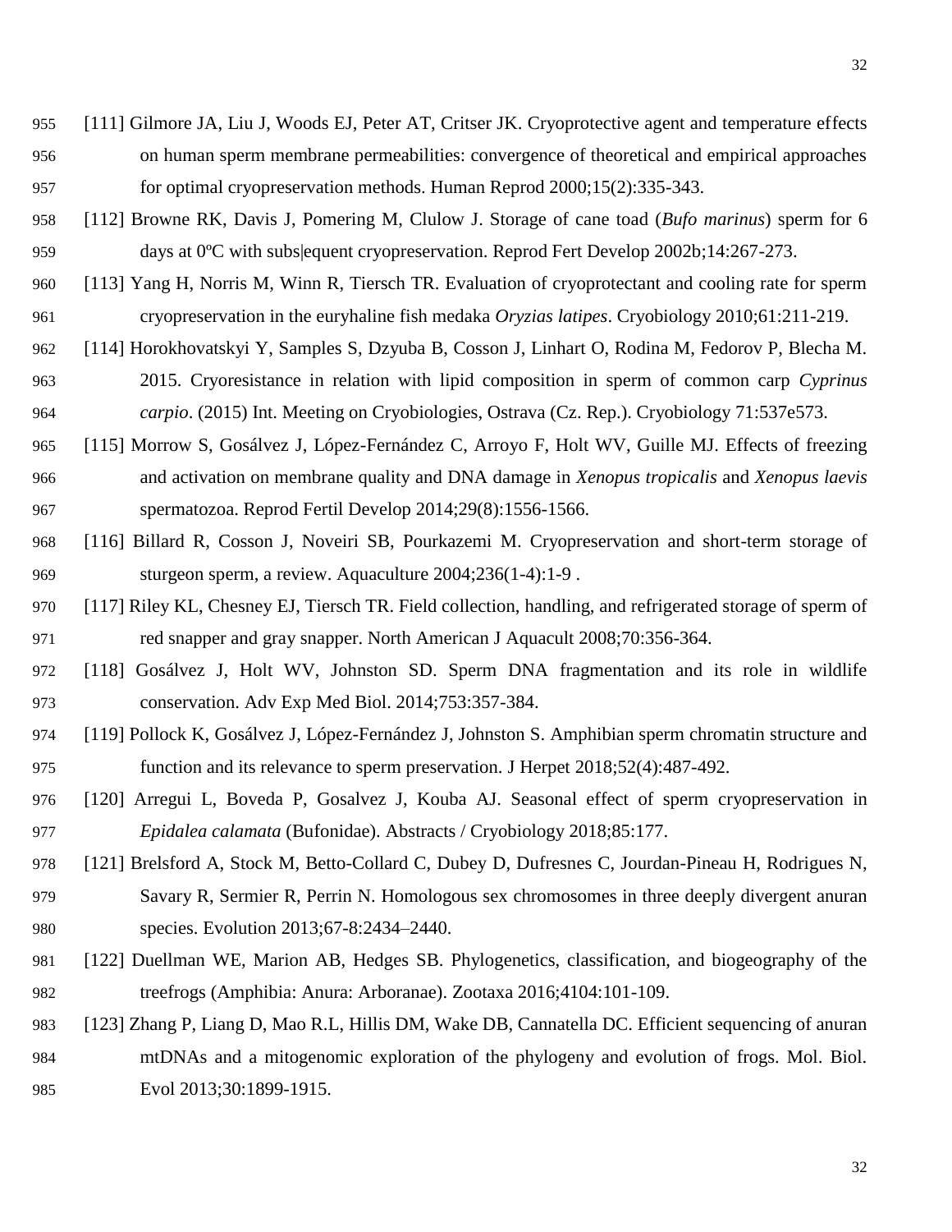[111] Gilmore JA, Liu J, Woods EJ, Peter AT, Critser JK. Cryoprotective agent and temperature effects on human sperm membrane permeabilities: convergence of theoretical and empirical approaches for optimal cryopreservation methods. Human Reprod 2000;15(2):335-343.

[112] Browne RK, Davis J, Pomering M, Clulow J. Storage of cane toad (*Bufo marinus*) sperm for 6 days at 0ºC with subs|equent cryopreservation. Reprod Fert Develop 2002b;14:267-273.

[113] Yang H, Norris M, Winn R, Tiersch TR. Evaluation of cryoprotectant and cooling rate for sperm cryopreservation in the euryhaline fish medaka *Oryzias latipes*. Cryobiology 2010;61:211-219.

[114] Horokhovatskyi Y, Samples S, Dzyuba B, Cosson J, Linhart O, Rodina M, Fedorov P, Blecha M. 2015. Cryoresistance in relation with lipid composition in sperm of common carp *Cyprinus carpio*. (2015) Int. Meeting on Cryobiologies, Ostrava (Cz. Rep.). Cryobiology 71:537e573.

[115] Morrow S, Gosálvez J, López-Fernández C, Arroyo F, Holt WV, Guille MJ. Effects of freezing and activation on membrane quality and DNA damage in *Xenopus tropicalis* and *Xenopus laevis* spermatozoa. Reprod Fertil Develop 2014;29(8):1556-1566.

[116] Billard R, Cosson J, Noveiri SB, Pourkazemi M. Cryopreservation and short-term storage of sturgeon sperm, a review. Aquaculture 2004;236(1-4):1-9 .

[117] Riley KL, Chesney EJ, Tiersch TR. Field collection, handling, and refrigerated storage of sperm of red snapper and gray snapper. North American J Aquacult 2008;70:356-364.

[118] Gosálvez J, Holt WV, Johnston SD. Sperm DNA fragmentation and its role in wildlife conservation. Adv Exp Med Biol. 2014;753:357-384.

[119] Pollock K, Gosálvez J, López-Fernández J, Johnston S. Amphibian sperm chromatin structure and function and its relevance to sperm preservation. J Herpet 2018;52(4):487-492.

[120] Arregui L, Boveda P, Gosalvez J, Kouba AJ. Seasonal effect of sperm cryopreservation in *Epidalea calamata* (Bufonidae). Abstracts / Cryobiology 2018;85:177.

[121] Brelsford A, Stock M, Betto-Collard C, Dubey D, Dufresnes C, Jourdan-Pineau H, Rodrigues N, Savary R, Sermier R, Perrin N. Homologous sex chromosomes in three deeply divergent anuran species. Evolution 2013;67-8:2434–2440.

[122] Duellman WE, Marion AB, Hedges SB. Phylogenetics, classification, and biogeography of the treefrogs (Amphibia: Anura: Arboranae). Zootaxa 2016;4104:101-109.

[123] Zhang P, Liang D, Mao R.L, Hillis DM, Wake DB, Cannatella DC. Efficient sequencing of anuran mtDNAs and a mitogenomic exploration of the phylogeny and evolution of frogs. Mol. Biol. Evol 2013;30:1899-1915.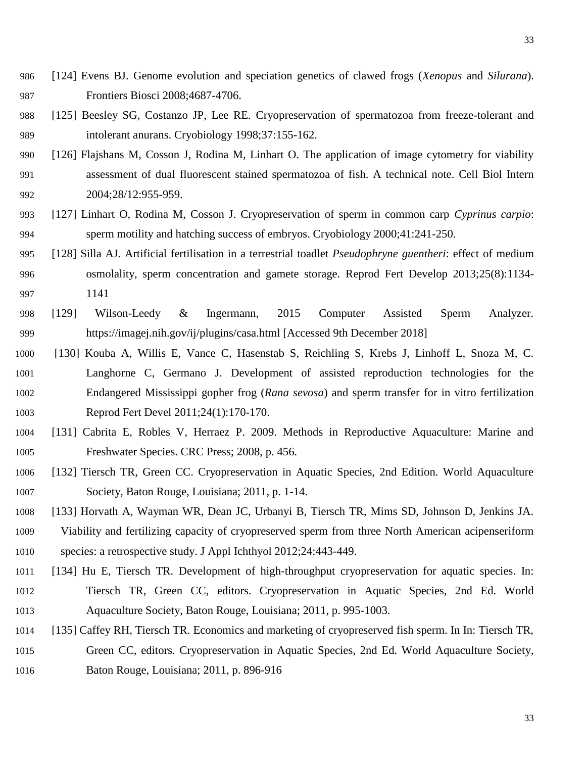[124] Evens BJ. Genome evolution and speciation genetics of clawed frogs (*Xenopus* and *Silurana*). Frontiers Biosci 2008;4687-4706.

[125] Beesley SG, Costanzo JP, Lee RE. Cryopreservation of spermatozoa from freeze-tolerant and intolerant anurans. Cryobiology 1998;37:155-162.

[126] Flajshans M, Cosson J, Rodina M, Linhart O. The application of image cytometry for viability assessment of dual fluorescent stained spermatozoa of fish. A technical note. Cell Biol Intern 2004;28/12:955-959.

[127] Linhart O, Rodina M, Cosson J. Cryopreservation of sperm in common carp *Cyprinus carpio*: sperm motility and hatching success of embryos. Cryobiology 2000;41:241-250.

[128] Silla AJ. Artificial fertilisation in a terrestrial toadlet *Pseudophryne guentheri*: effect of medium osmolality, sperm concentration and gamete storage. Reprod Fert Develop 2013;25(8):1134-1141

[129] Wilson-Leedy & Ingermann, 2015 Computer Assisted Sperm Analyzer. https://imagej.nih.gov/ij/plugins/casa.html [Accessed 9th December 2018]

[130] Kouba A, Willis E, Vance C, Hasenstab S, Reichling S, Krebs J, Linhoff L, Snoza M, C. Langhorne C, Germano J. Development of assisted reproduction technologies for the Endangered Mississippi gopher frog (*Rana sevosa*) and sperm transfer for in vitro fertilization Reprod Fert Devel 2011;24(1):170-170.

[131] Cabrita E, Robles V, Herraez P. 2009. Methods in Reproductive Aquaculture: Marine and Freshwater Species. CRC Press; 2008, p. 456.

[132] Tiersch TR, Green CC. Cryopreservation in Aquatic Species, 2nd Edition. World Aquaculture Society, Baton Rouge, Louisiana; 2011, p. 1-14.

[133] Horvath A, Wayman WR, Dean JC, Urbanyi B, Tiersch TR, Mims SD, Johnson D, Jenkins JA. Viability and fertilizing capacity of cryopreserved sperm from three North American acipenseriform species: a retrospective study. J Appl Ichthyol 2012;24:443-449.

[134] Hu E, Tiersch TR. Development of high-throughput cryopreservation for aquatic species. In: Tiersch TR, Green CC, editors. Cryopreservation in Aquatic Species, 2nd Ed. World Aquaculture Society, Baton Rouge, Louisiana; 2011, p. 995-1003.

[135] Caffey RH, Tiersch TR. Economics and marketing of cryopreserved fish sperm. In In: Tiersch TR, Green CC, editors. Cryopreservation in Aquatic Species, 2nd Ed. World Aquaculture Society, Baton Rouge, Louisiana; 2011, p. 896-916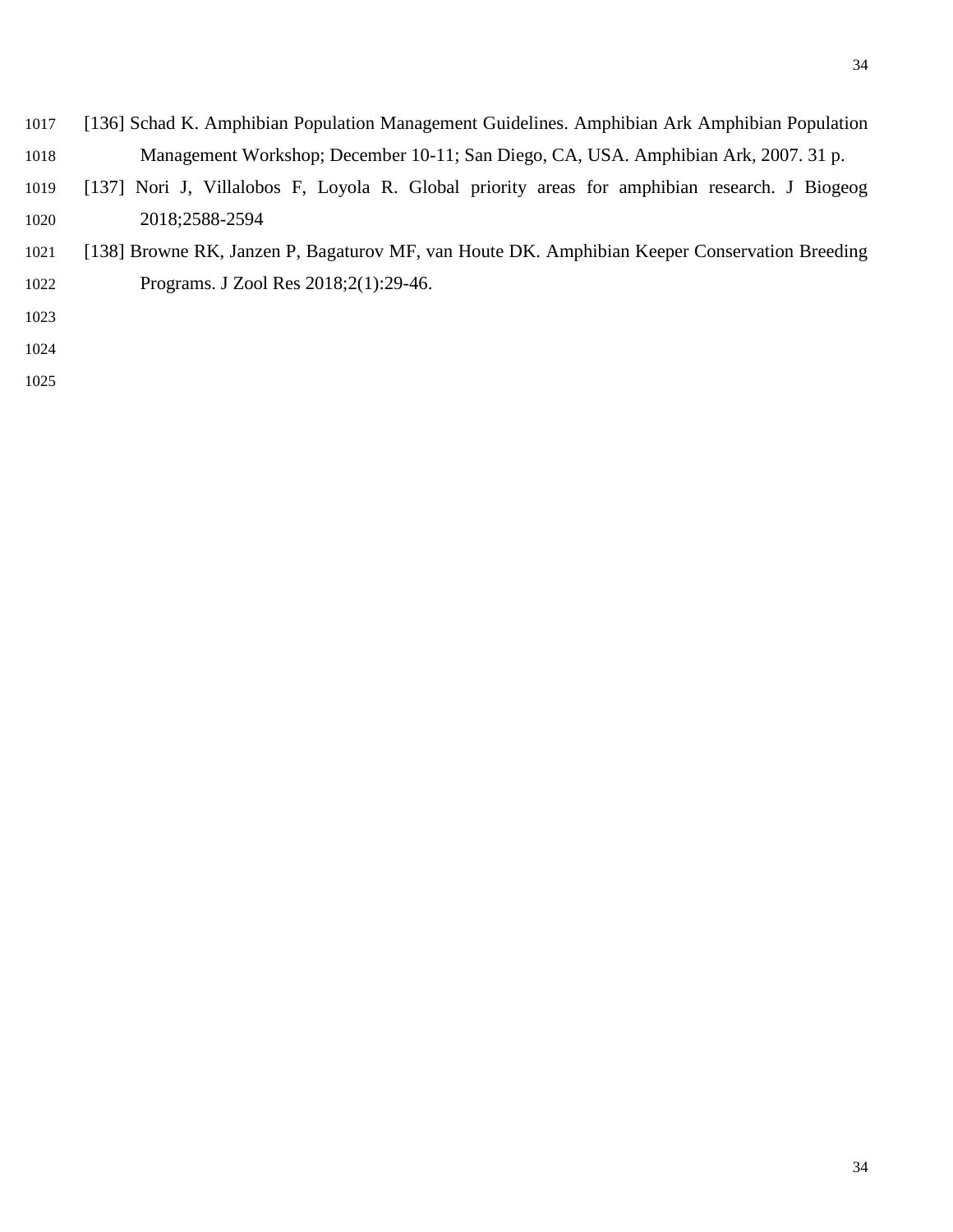[136] Schad K. Amphibian Population Management Guidelines. Amphibian Ark Amphibian Population Management Workshop; December 10-11; San Diego, CA, USA. Amphibian Ark, 2007. 31 p.

[137] Nori J, Villalobos F, Loyola R. Global priority areas for amphibian research. J Biogeog 2018;2588-2594

[138] Browne RK, Janzen P, Bagaturov MF, van Houte DK. Amphibian Keeper Conservation Breeding Programs. J Zool Res 2018;2(1):29-46.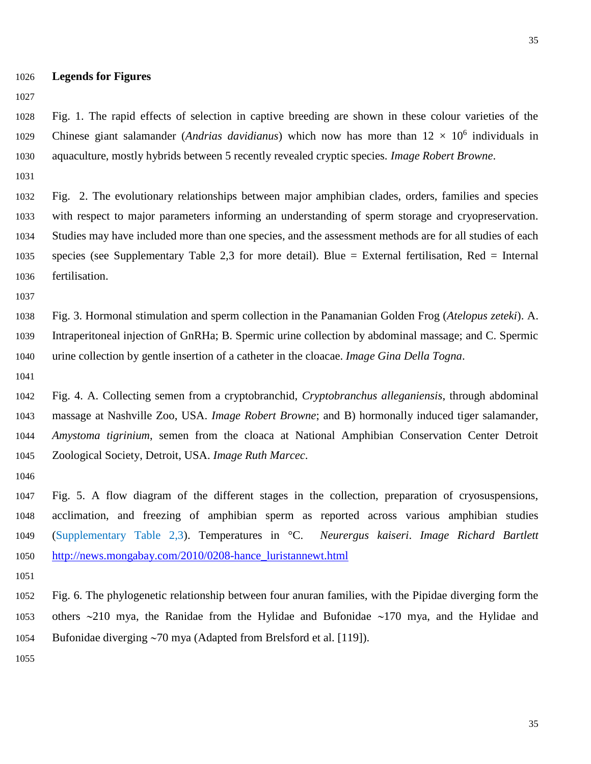## Legends for Figures

Fig. 1. The rapid effects of selection in captive breeding are shown in these colour varieties of the Chinese giant salamander (*Andrias davidianus*) which now has more than $12 \times 10^6$ individuals in aquaculture, mostly hybrids between 5 recently revealed cryptic species. *Image Robert Browne*.

Fig. 2. The evolutionary relationships between major amphibian clades, orders, families and species with respect to major parameters informing an understanding of sperm storage and cryopreservation. Studies may have included more than one species, and the assessment methods are for all studies of each species (see Supplementary Table 2,3 for more detail). Blue = External fertilisation, Red = Internal fertilisation.

Fig. 3. Hormonal stimulation and sperm collection in the Panamanian Golden Frog (*Atelopus zeteki*). A. Intraperitoneal injection of GnRHa; B. Spermic urine collection by abdominal massage; and C. Spermic urine collection by gentle insertion of a catheter in the cloacae. *Image Gina Della Togna*.

Fig. 4. A. Collecting semen from a cryptobranchid, *Cryptobranchus alleganiensis*, through abdominal massage at Nashville Zoo, USA. *Image Robert Browne*; and B) hormonally induced tiger salamander, *Amystoma tigrinium*, semen from the cloaca at National Amphibian Conservation Center Detroit Zoological Society, Detroit, USA. *Image Ruth Marcec*.

Fig. 5. A flow diagram of the different stages in the collection, preparation of cryosuspensions, acclimation, and freezing of amphibian sperm as reported across various amphibian studies (Supplementary Table 2,3). Temperatures in °C. *Neurergus kaiseri*. *Image Richard Bartlett* http://news.mongabay.com/2010/0208-hance_luristannewt.html

Fig. 6. The phylogenetic relationship between four anuran families, with the Pipidae diverging form the others ~210 mya, the Ranidae from the Hylidae and Bufonidae ~170 mya, and the Hylidae and Bufonidae diverging ~70 mya (Adapted from Brelsford et al. [119]).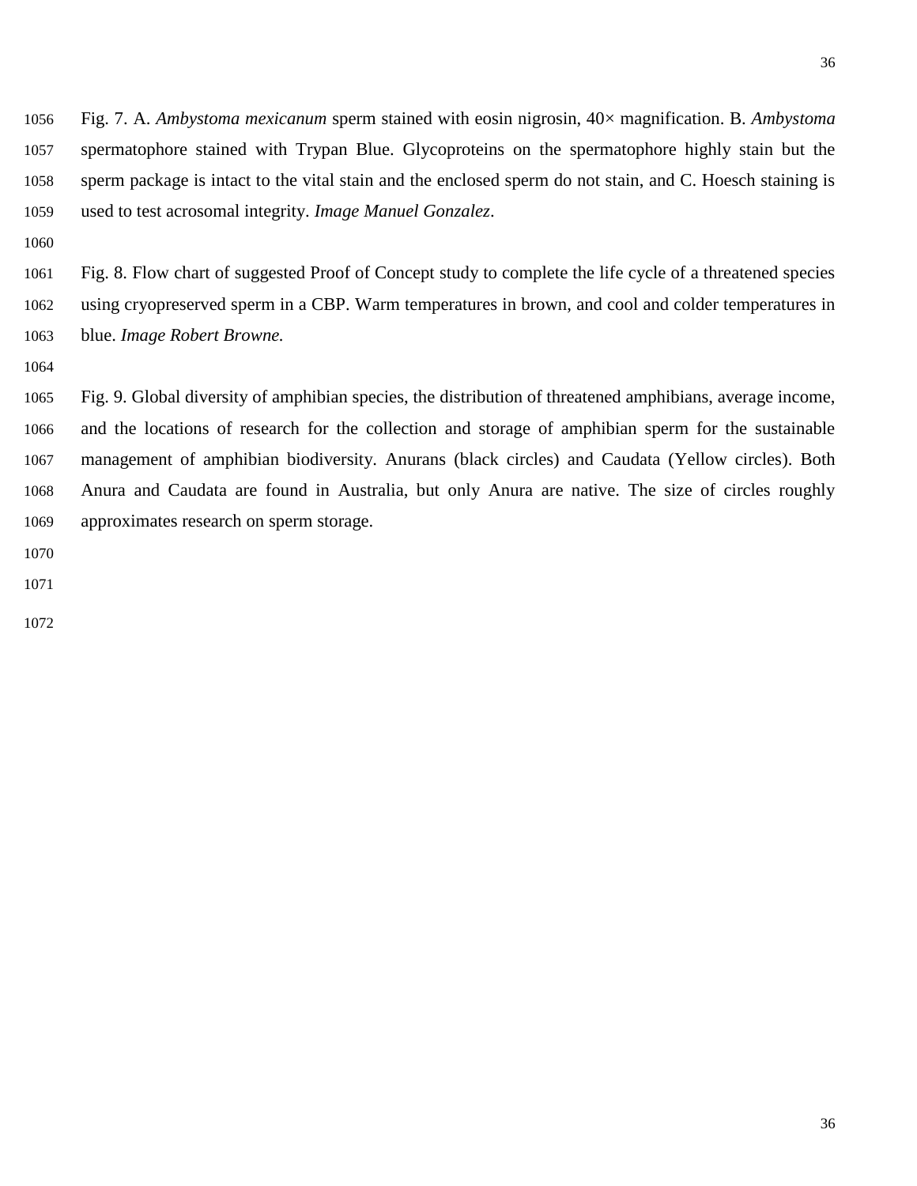Fig. 7. A. *Ambystoma mexicanum* sperm stained with eosin nigrosin, 40× magnification. B. *Ambystoma* spermatophore stained with Trypan Blue. Glycoproteins on the spermatophore highly stain but the sperm package is intact to the vital stain and the enclosed sperm do not stain, and C. Hoesch staining is used to test acrosomal integrity. *Image Manuel Gonzalez*.

Fig. 8. Flow chart of suggested Proof of Concept study to complete the life cycle of a threatened species using cryopreserved sperm in a CBP. Warm temperatures in brown, and cool and colder temperatures in blue. *Image Robert Browne.*

Fig. 9. Global diversity of amphibian species, the distribution of threatened amphibians, average income, and the locations of research for the collection and storage of amphibian sperm for the sustainable management of amphibian biodiversity. Anurans (black circles) and Caudata (Yellow circles). Both Anura and Caudata are found in Australia, but only Anura are native. The size of circles roughly approximates research on sperm storage.